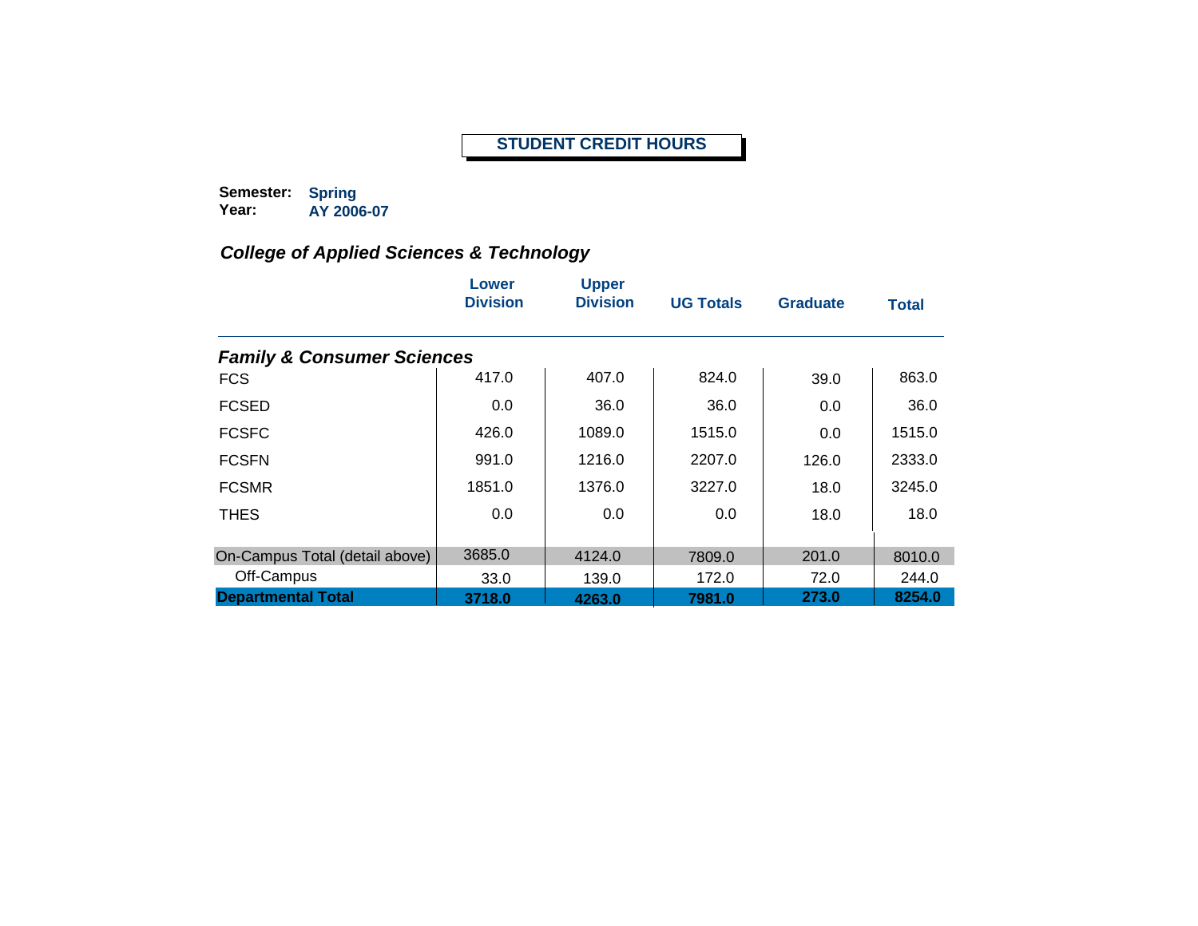# STUDENT CREDIT HOURS

**Semester:** Spring
**Year:** AY 2006-07

## *College of Applied Sciences & Technology*

| | Lower Division | Upper Division | UG Totals | Graduate | Total |
|---|---|---|---|---|---|
| ***Family & Consumer Sciences*** | | | | | |
| FCS | 417.0 | 407.0 | 824.0 | 39.0 | 863.0 |
| FCSED | 0.0 | 36.0 | 36.0 | 0.0 | 36.0 |
| FCSFC | 426.0 | 1089.0 | 1515.0 | 0.0 | 1515.0 |
| FCSFN | 991.0 | 1216.0 | 2207.0 | 126.0 | 2333.0 |
| FCSMR | 1851.0 | 1376.0 | 3227.0 | 18.0 | 3245.0 |
| THES | 0.0 | 0.0 | 0.0 | 18.0 | 18.0 |
| On-Campus Total (detail above) | 3685.0 | 4124.0 | 7809.0 | 201.0 | 8010.0 |
| Off-Campus | 33.0 | 139.0 | 172.0 | 72.0 | 244.0 |
| **Departmental Total** | **3718.0** | **4263.0** | **7981.0** | **273.0** | **8254.0** |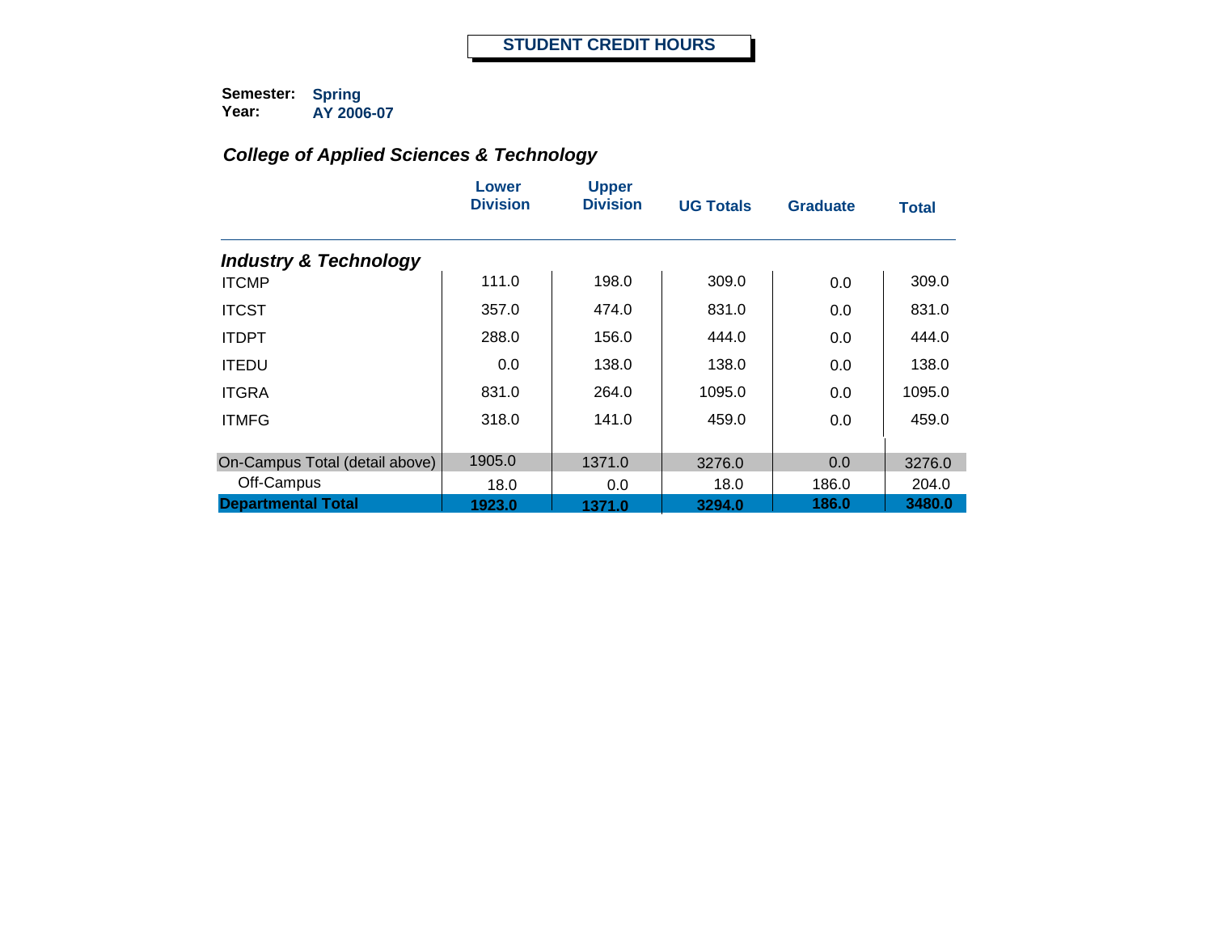# STUDENT CREDIT HOURS

**Semester:** Spring
**Year:** AY 2006-07

## *College of Applied Sciences & Technology*

| | Lower Division | Upper Division | UG Totals | Graduate | Total |
|---|---|---|---|---|---|
| ***Industry & Technology*** | | | | | |
| ITCMP | 111.0 | 198.0 | 309.0 | 0.0 | 309.0 |
| ITCST | 357.0 | 474.0 | 831.0 | 0.0 | 831.0 |
| ITDPT | 288.0 | 156.0 | 444.0 | 0.0 | 444.0 |
| ITEDU | 0.0 | 138.0 | 138.0 | 0.0 | 138.0 |
| ITGRA | 831.0 | 264.0 | 1095.0 | 0.0 | 1095.0 |
| ITMFG | 318.0 | 141.0 | 459.0 | 0.0 | 459.0 |
| On-Campus Total (detail above) | 1905.0 | 1371.0 | 3276.0 | 0.0 | 3276.0 |
| Off-Campus | 18.0 | 0.0 | 18.0 | 186.0 | 204.0 |
| **Departmental Total** | **1923.0** | **1371.0** | **3294.0** | **186.0** | **3480.0** |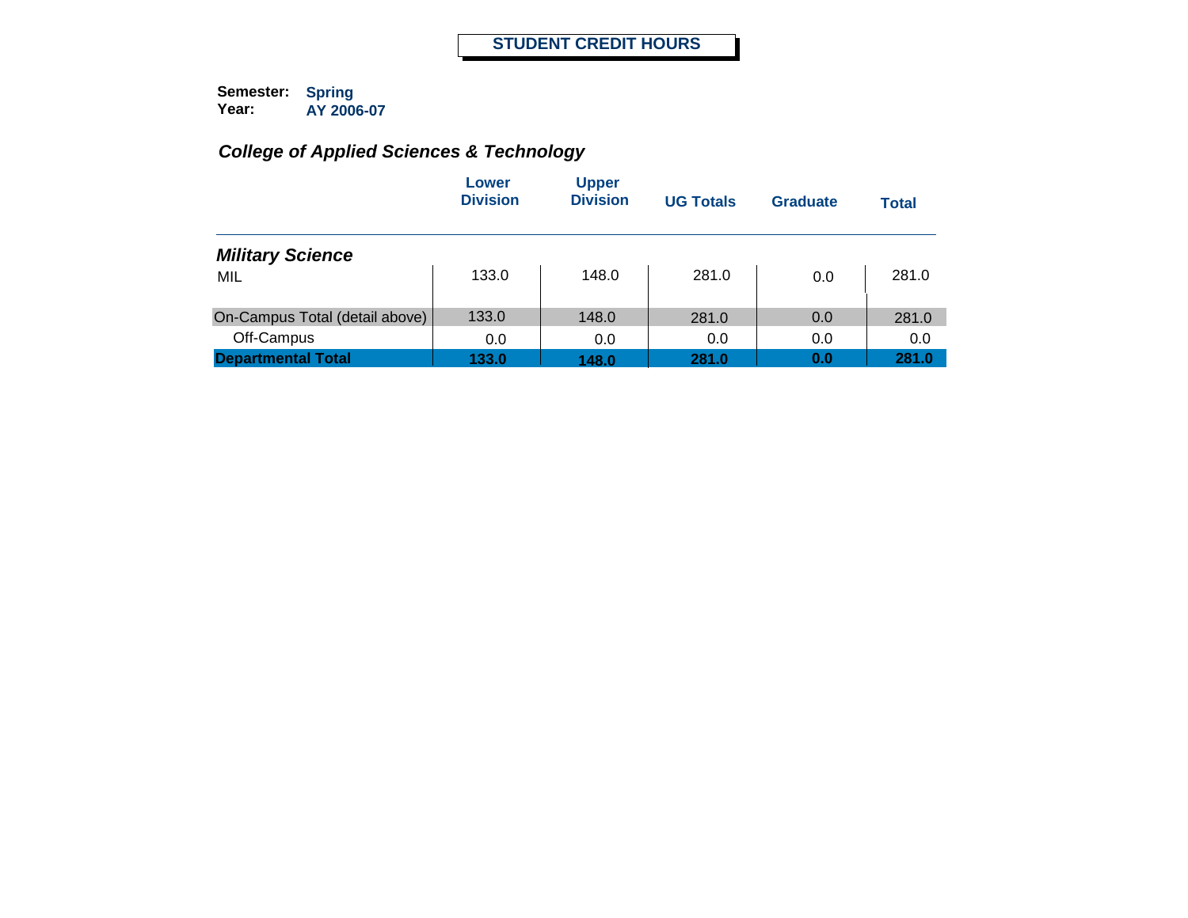# STUDENT CREDIT HOURS

**Semester:** Spring
**Year:** AY 2006-07

## *College of Applied Sciences & Technology*

| | Lower Division | Upper Division | UG Totals | Graduate | Total |
|---|---|---|---|---|---|
| ***Military Science*** | | | | | |
| MIL | 133.0 | 148.0 | 281.0 | 0.0 | 281.0 |
| On-Campus Total (detail above) | 133.0 | 148.0 | 281.0 | 0.0 | 281.0 |
| Off-Campus | 0.0 | 0.0 | 0.0 | 0.0 | 0.0 |
| **Departmental Total** | **133.0** | **148.0** | **281.0** | **0.0** | **281.0** |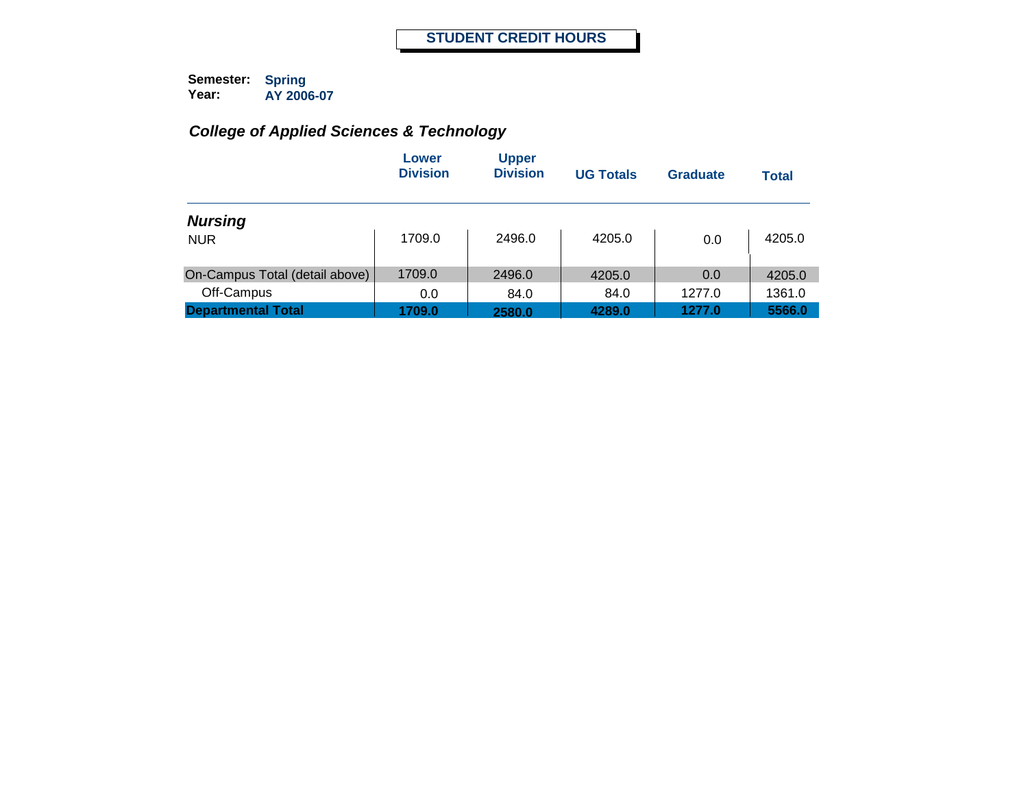# STUDENT CREDIT HOURS

**Semester:** Spring
**Year:** AY 2006-07

### *College of Applied Sciences & Technology*

| | Lower Division | Upper Division | UG Totals | Graduate | Total |
|---|---|---|---|---|---|
| ***Nursing*** | | | | | |
| NUR | 1709.0 | 2496.0 | 4205.0 | 0.0 | 4205.0 |
| On-Campus Total (detail above) | 1709.0 | 2496.0 | 4205.0 | 0.0 | 4205.0 |
| Off-Campus | 0.0 | 84.0 | 84.0 | 1277.0 | 1361.0 |
| **Departmental Total** | **1709.0** | **2580.0** | **4289.0** | **1277.0** | **5566.0** |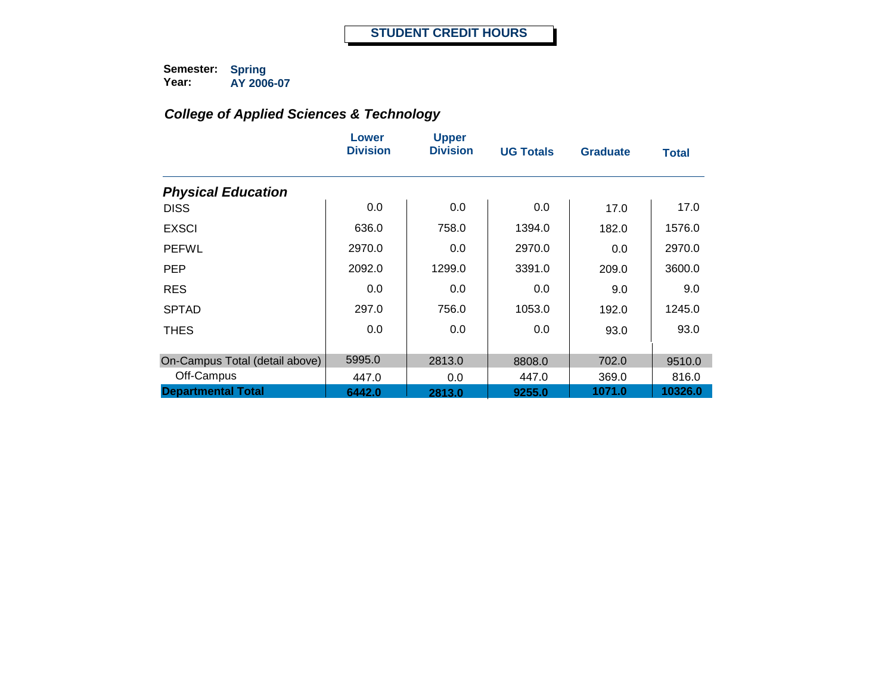# STUDENT CREDIT HOURS

**Semester:** Spring
**Year:** AY 2006-07

## *College of Applied Sciences & Technology*

| | Lower Division | Upper Division | UG Totals | Graduate | Total |
|---|---|---|---|---|---|
| ***Physical Education*** | | | | | |
| DISS | 0.0 | 0.0 | 0.0 | 17.0 | 17.0 |
| EXSCI | 636.0 | 758.0 | 1394.0 | 182.0 | 1576.0 |
| PEFWL | 2970.0 | 0.0 | 2970.0 | 0.0 | 2970.0 |
| PEP | 2092.0 | 1299.0 | 3391.0 | 209.0 | 3600.0 |
| RES | 0.0 | 0.0 | 0.0 | 9.0 | 9.0 |
| SPTAD | 297.0 | 756.0 | 1053.0 | 192.0 | 1245.0 |
| THES | 0.0 | 0.0 | 0.0 | 93.0 | 93.0 |
| On-Campus Total (detail above) | 5995.0 | 2813.0 | 8808.0 | 702.0 | 9510.0 |
| Off-Campus | 447.0 | 0.0 | 447.0 | 369.0 | 816.0 |
| **Departmental Total** | **6442.0** | **2813.0** | **9255.0** | **1071.0** | **10326.0** |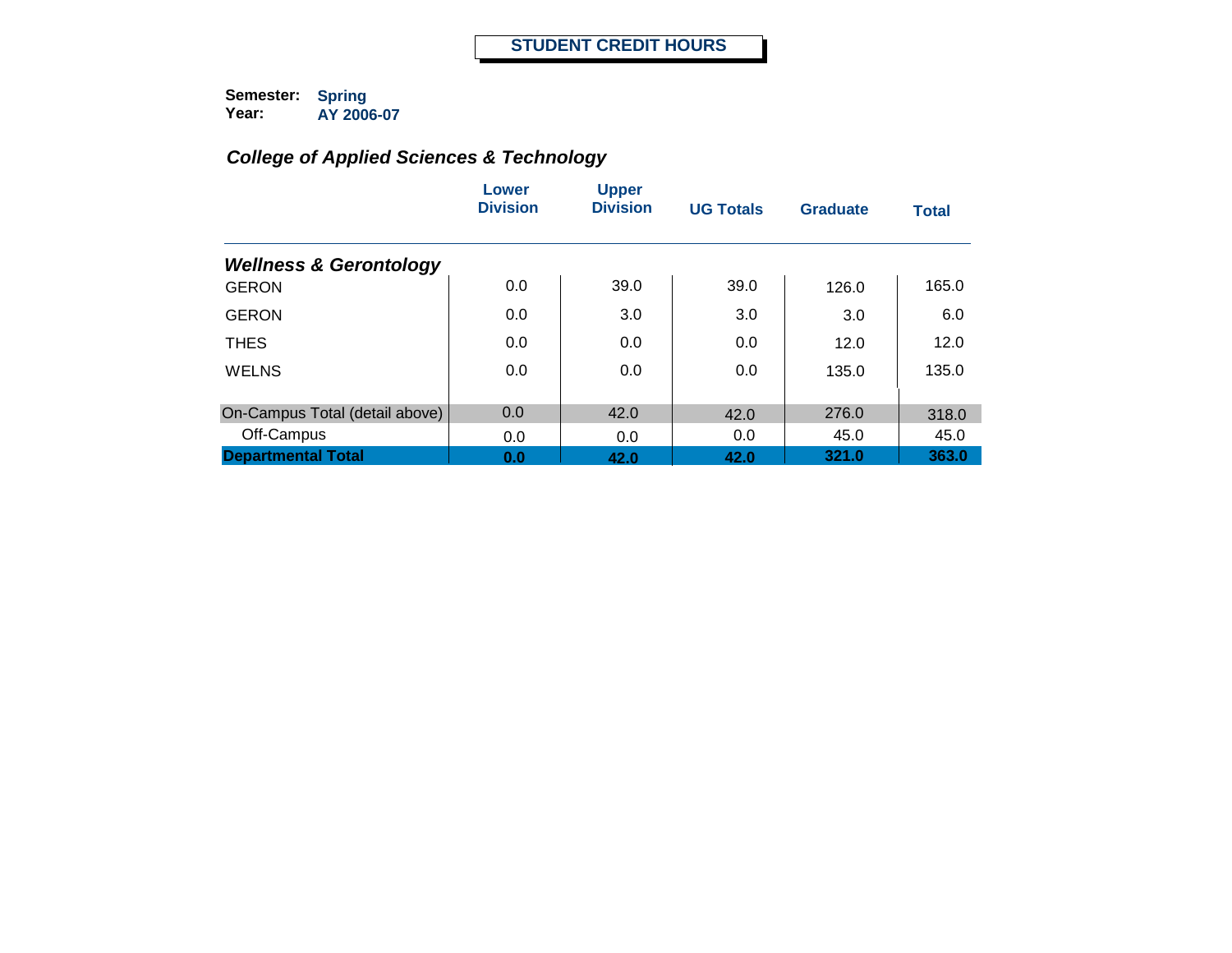# STUDENT CREDIT HOURS

**Semester:** Spring
**Year:** AY 2006-07

## *College of Applied Sciences & Technology*

| | Lower Division | Upper Division | UG Totals | Graduate | Total |
|---|---|---|---|---|---|
| ***Wellness & Gerontology*** | | | | | |
| GERON | 0.0 | 39.0 | 39.0 | 126.0 | 165.0 |
| GERON | 0.0 | 3.0 | 3.0 | 3.0 | 6.0 |
| THES | 0.0 | 0.0 | 0.0 | 12.0 | 12.0 |
| WELNS | 0.0 | 0.0 | 0.0 | 135.0 | 135.0 |
| On-Campus Total (detail above) | 0.0 | 42.0 | 42.0 | 276.0 | 318.0 |
| Off-Campus | 0.0 | 0.0 | 0.0 | 45.0 | 45.0 |
| **Departmental Total** | **0.0** | **42.0** | **42.0** | **321.0** | **363.0** |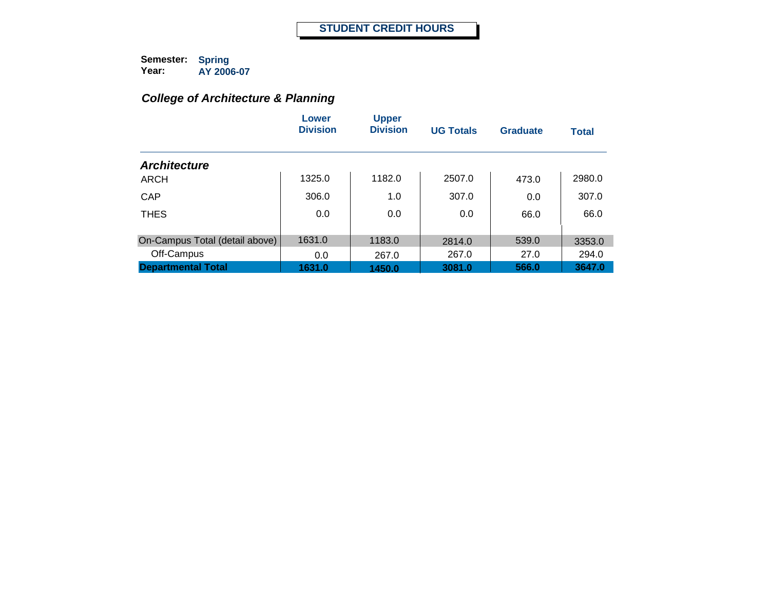# STUDENT CREDIT HOURS

**Semester:** **Spring**
**Year:** **AY 2006-07**

### *College of Architecture & Planning*

| | Lower Division | Upper Division | UG Totals | Graduate | Total |
|---|---|---|---|---|---|
| ***Architecture*** | | | | | |
| ARCH | 1325.0 | 1182.0 | 2507.0 | 473.0 | 2980.0 |
| CAP | 306.0 | 1.0 | 307.0 | 0.0 | 307.0 |
| THES | 0.0 | 0.0 | 0.0 | 66.0 | 66.0 |
| On-Campus Total (detail above) | 1631.0 | 1183.0 | 2814.0 | 539.0 | 3353.0 |
| Off-Campus | 0.0 | 267.0 | 267.0 | 27.0 | 294.0 |
| **Departmental Total** | **1631.0** | **1450.0** | **3081.0** | **566.0** | **3647.0** |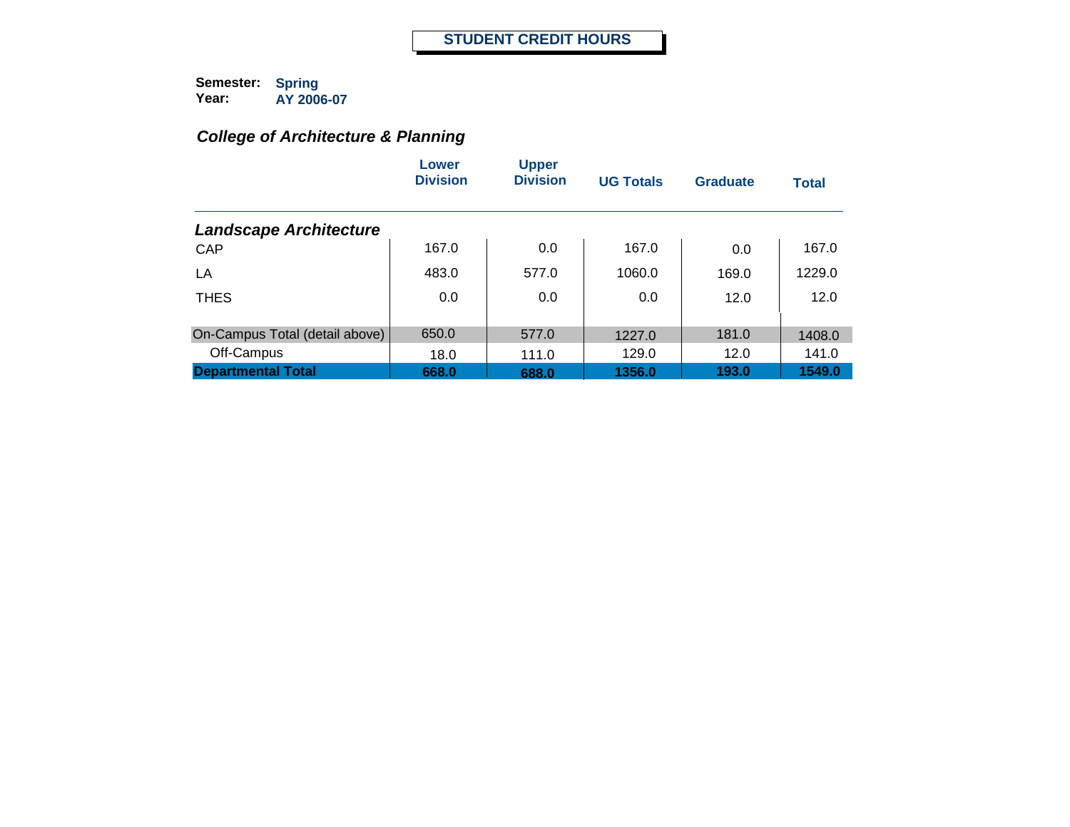# STUDENT CREDIT HOURS

**Semester:** Spring
**Year:** AY 2006-07

## *College of Architecture & Planning*

| | Lower Division | Upper Division | UG Totals | Graduate | Total |
|---|---|---|---|---|---|
| ***Landscape Architecture*** | | | | | |
| CAP | 167.0 | 0.0 | 167.0 | 0.0 | 167.0 |
| LA | 483.0 | 577.0 | 1060.0 | 169.0 | 1229.0 |
| THES | 0.0 | 0.0 | 0.0 | 12.0 | 12.0 |
| On-Campus Total (detail above) | 650.0 | 577.0 | 1227.0 | 181.0 | 1408.0 |
| Off-Campus | 18.0 | 111.0 | 129.0 | 12.0 | 141.0 |
| **Departmental Total** | **668.0** | **688.0** | **1356.0** | **193.0** | **1549.0** |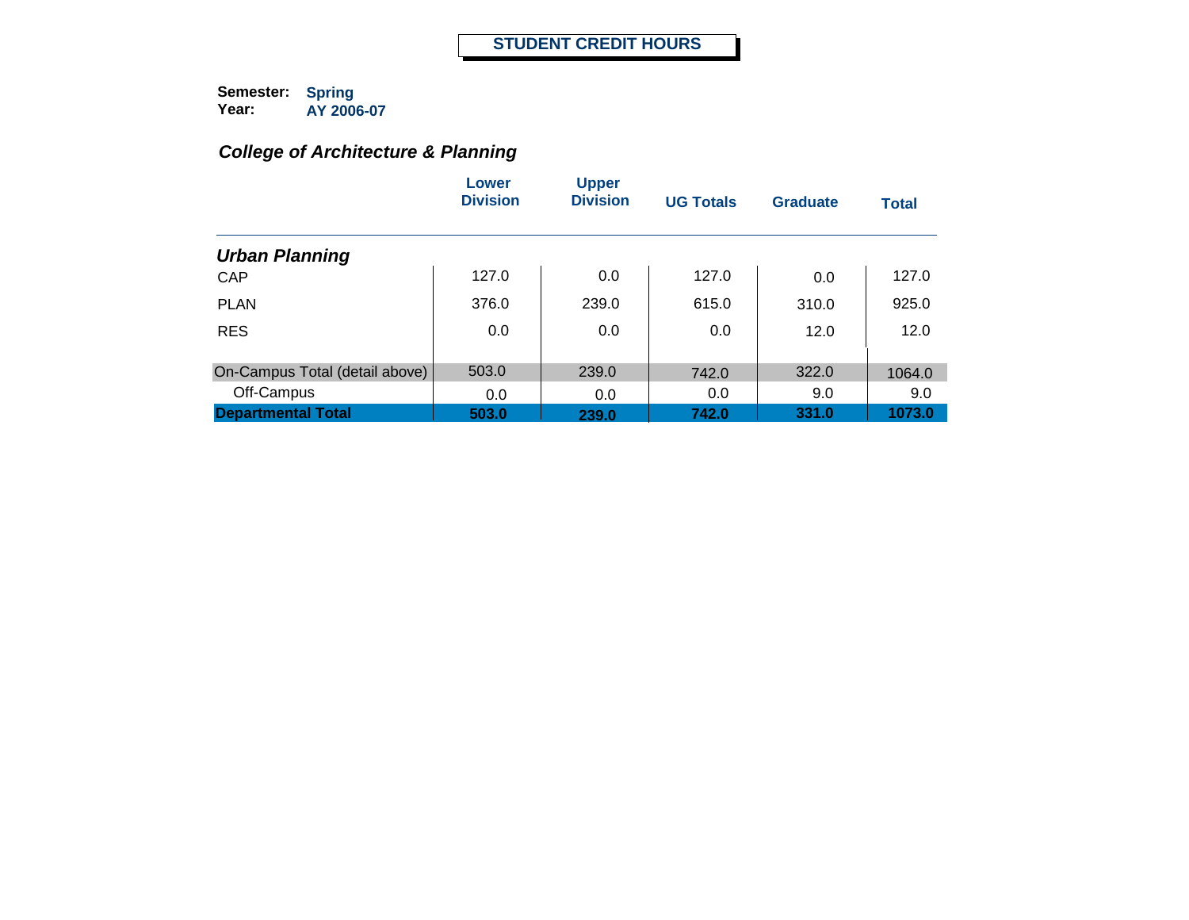# STUDENT CREDIT HOURS

**Semester:** Spring
**Year:** AY 2006-07

## *College of Architecture & Planning*

| | Lower Division | Upper Division | UG Totals | Graduate | Total |
|---|---|---|---|---|---|
| ***Urban Planning*** | | | | | |
| CAP | 127.0 | 0.0 | 127.0 | 0.0 | 127.0 |
| PLAN | 376.0 | 239.0 | 615.0 | 310.0 | 925.0 |
| RES | 0.0 | 0.0 | 0.0 | 12.0 | 12.0 |
| On-Campus Total (detail above) | 503.0 | 239.0 | 742.0 | 322.0 | 1064.0 |
| Off-Campus | 0.0 | 0.0 | 0.0 | 9.0 | 9.0 |
| **Departmental Total** | **503.0** | **239.0** | **742.0** | **331.0** | **1073.0** |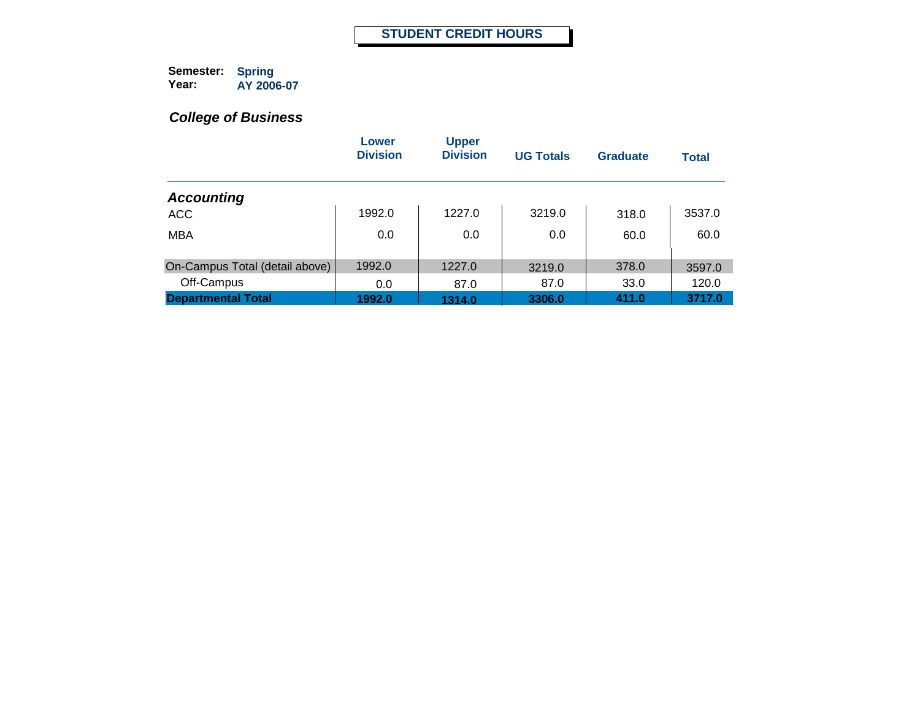# STUDENT CREDIT HOURS

**Semester:** **Spring**
**Year:** **AY 2006-07**

## *College of Business*

| | Lower Division | Upper Division | UG Totals | Graduate | Total |
|---|---|---|---|---|---|
| ***Accounting*** | | | | | |
| ACC | 1992.0 | 1227.0 | 3219.0 | 318.0 | 3537.0 |
| MBA | 0.0 | 0.0 | 0.0 | 60.0 | 60.0 |
| On-Campus Total (detail above) | 1992.0 | 1227.0 | 3219.0 | 378.0 | 3597.0 |
| Off-Campus | 0.0 | 87.0 | 87.0 | 33.0 | 120.0 |
| **Departmental Total** | **1992.0** | **1314.0** | **3306.0** | **411.0** | **3717.0** |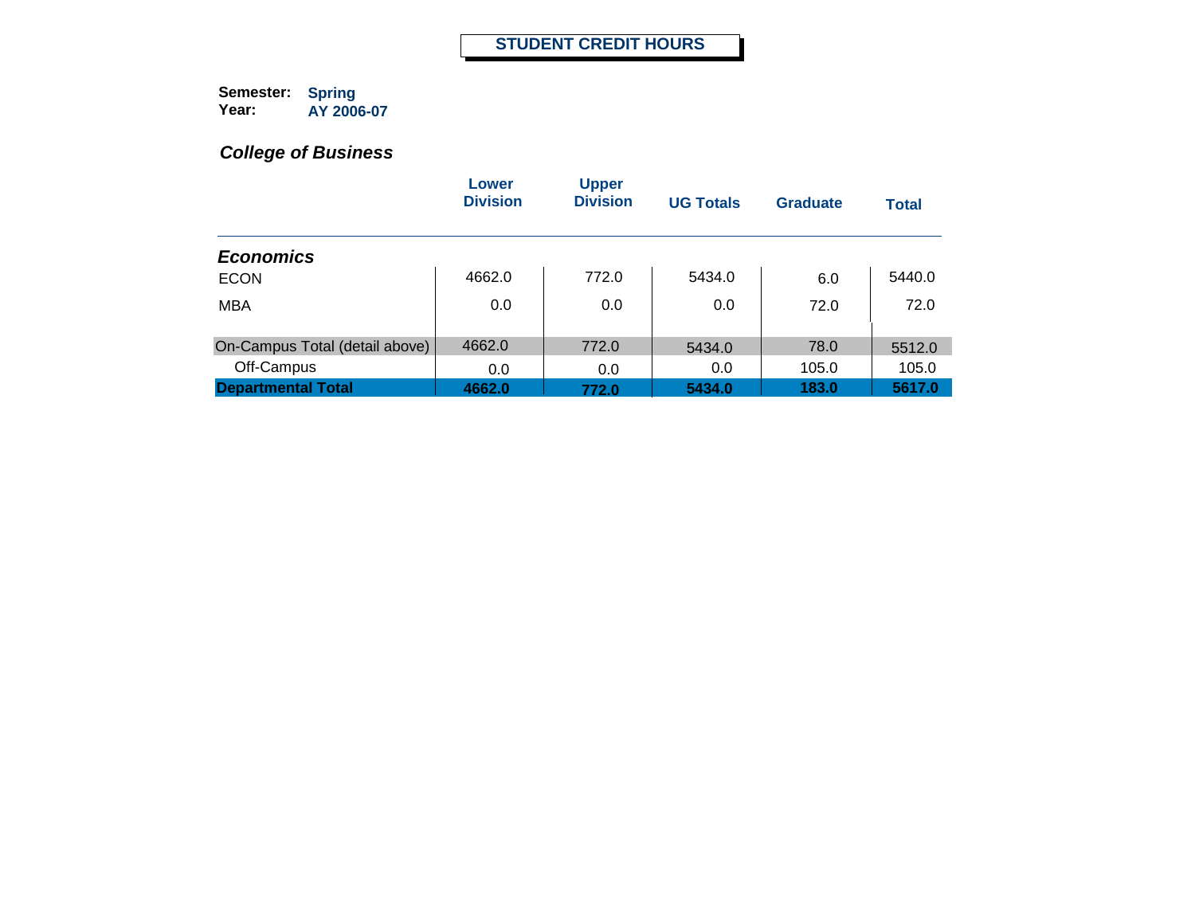# STUDENT CREDIT HOURS

**Semester:** Spring
**Year:** AY 2006-07

## *College of Business*

| | Lower Division | Upper Division | UG Totals | Graduate | Total |
|---|---|---|---|---|---|
| ***Economics*** | | | | | |
| ECON | 4662.0 | 772.0 | 5434.0 | 6.0 | 5440.0 |
| MBA | 0.0 | 0.0 | 0.0 | 72.0 | 72.0 |
| On-Campus Total (detail above) | 4662.0 | 772.0 | 5434.0 | 78.0 | 5512.0 |
| Off-Campus | 0.0 | 0.0 | 0.0 | 105.0 | 105.0 |
| **Departmental Total** | **4662.0** | **772.0** | **5434.0** | **183.0** | **5617.0** |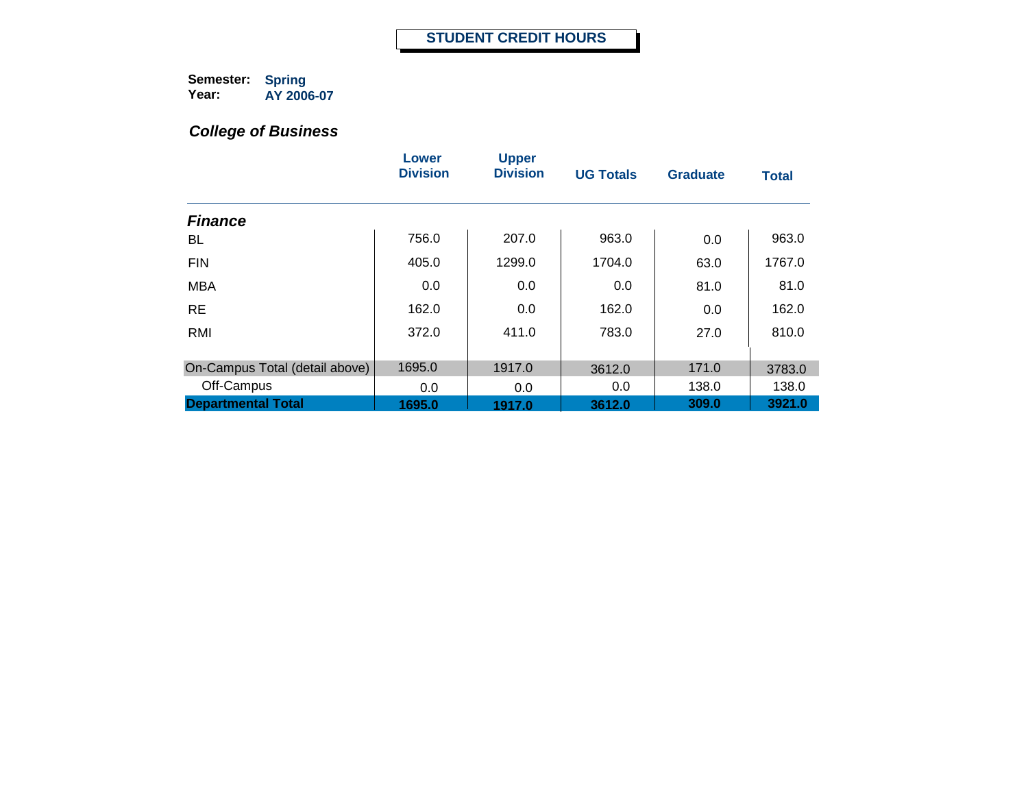# STUDENT CREDIT HOURS

**Semester:** Spring
**Year:** AY 2006-07

## *College of Business*

| | Lower Division | Upper Division | UG Totals | Graduate | Total |
|---|---|---|---|---|---|
| ***Finance*** | | | | | |
| BL | 756.0 | 207.0 | 963.0 | 0.0 | 963.0 |
| FIN | 405.0 | 1299.0 | 1704.0 | 63.0 | 1767.0 |
| MBA | 0.0 | 0.0 | 0.0 | 81.0 | 81.0 |
| RE | 162.0 | 0.0 | 162.0 | 0.0 | 162.0 |
| RMI | 372.0 | 411.0 | 783.0 | 27.0 | 810.0 |
| On-Campus Total (detail above) | 1695.0 | 1917.0 | 3612.0 | 171.0 | 3783.0 |
| Off-Campus | 0.0 | 0.0 | 0.0 | 138.0 | 138.0 |
| **Departmental Total** | **1695.0** | **1917.0** | **3612.0** | **309.0** | **3921.0** |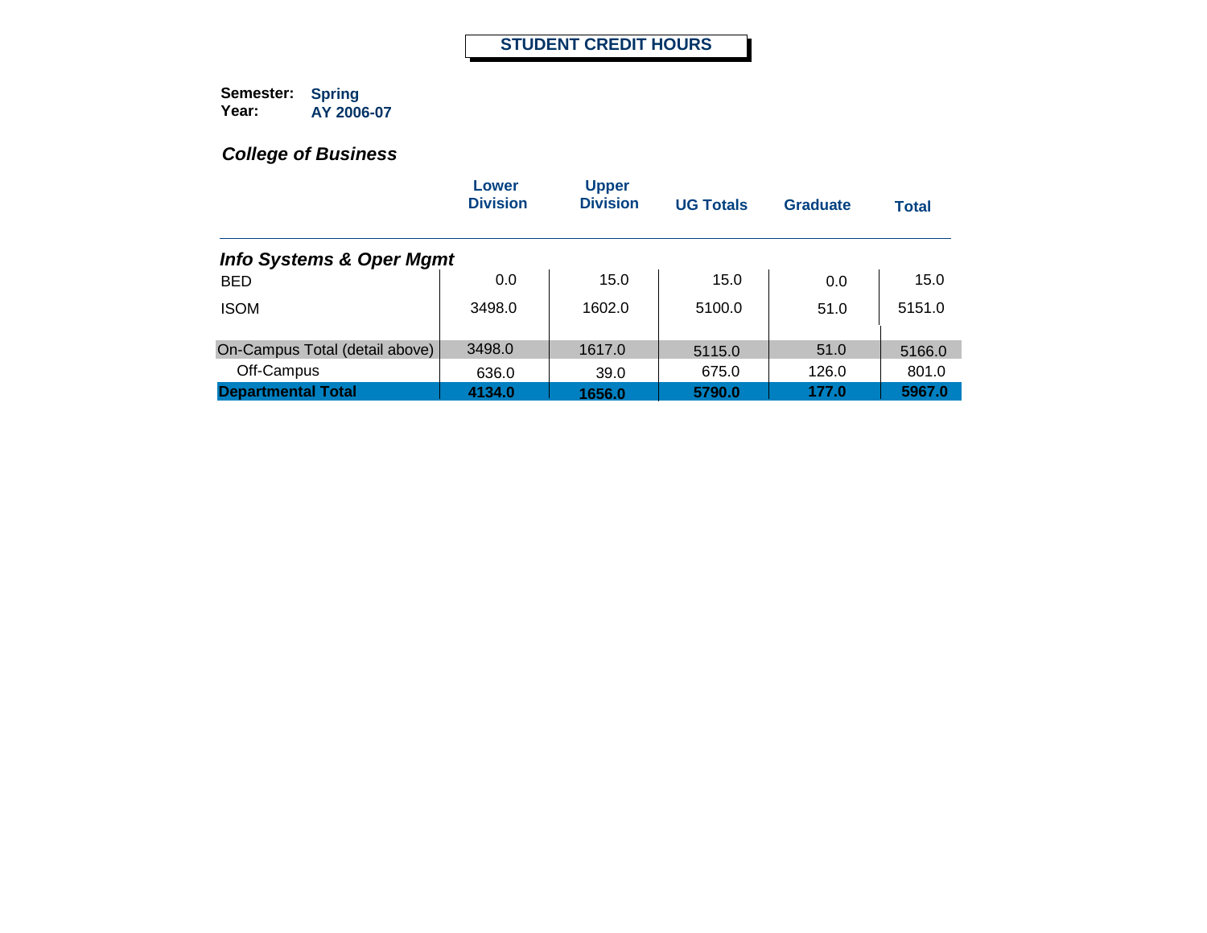# STUDENT CREDIT HOURS

**Semester:** Spring
**Year:** AY 2006-07

## *College of Business*

| | Lower Division | Upper Division | UG Totals | Graduate | Total |
|---|---|---|---|---|---|
| ***Info Systems & Oper Mgmt*** | | | | | |
| BED | 0.0 | 15.0 | 15.0 | 0.0 | 15.0 |
| ISOM | 3498.0 | 1602.0 | 5100.0 | 51.0 | 5151.0 |
| On-Campus Total (detail above) | 3498.0 | 1617.0 | 5115.0 | 51.0 | 5166.0 |
| Off-Campus | 636.0 | 39.0 | 675.0 | 126.0 | 801.0 |
| **Departmental Total** | **4134.0** | **1656.0** | **5790.0** | **177.0** | **5967.0** |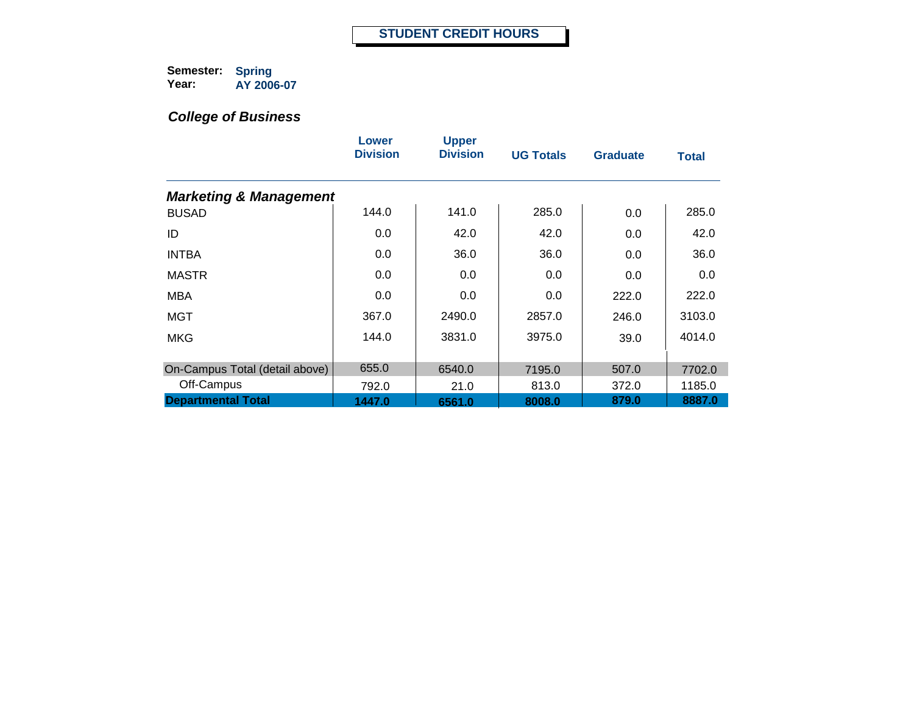# STUDENT CREDIT HOURS

**Semester:** Spring
**Year:** AY 2006-07

### *College of Business*

| | Lower Division | Upper Division | UG Totals | Graduate | Total |
|---|---|---|---|---|---|
| ***Marketing & Management*** | | | | | |
| BUSAD | 144.0 | 141.0 | 285.0 | 0.0 | 285.0 |
| ID | 0.0 | 42.0 | 42.0 | 0.0 | 42.0 |
| INTBA | 0.0 | 36.0 | 36.0 | 0.0 | 36.0 |
| MASTR | 0.0 | 0.0 | 0.0 | 0.0 | 0.0 |
| MBA | 0.0 | 0.0 | 0.0 | 222.0 | 222.0 |
| MGT | 367.0 | 2490.0 | 2857.0 | 246.0 | 3103.0 |
| MKG | 144.0 | 3831.0 | 3975.0 | 39.0 | 4014.0 |
| On-Campus Total (detail above) | 655.0 | 6540.0 | 7195.0 | 507.0 | 7702.0 |
| Off-Campus | 792.0 | 21.0 | 813.0 | 372.0 | 1185.0 |
| **Departmental Total** | **1447.0** | **6561.0** | **8008.0** | **879.0** | **8887.0** |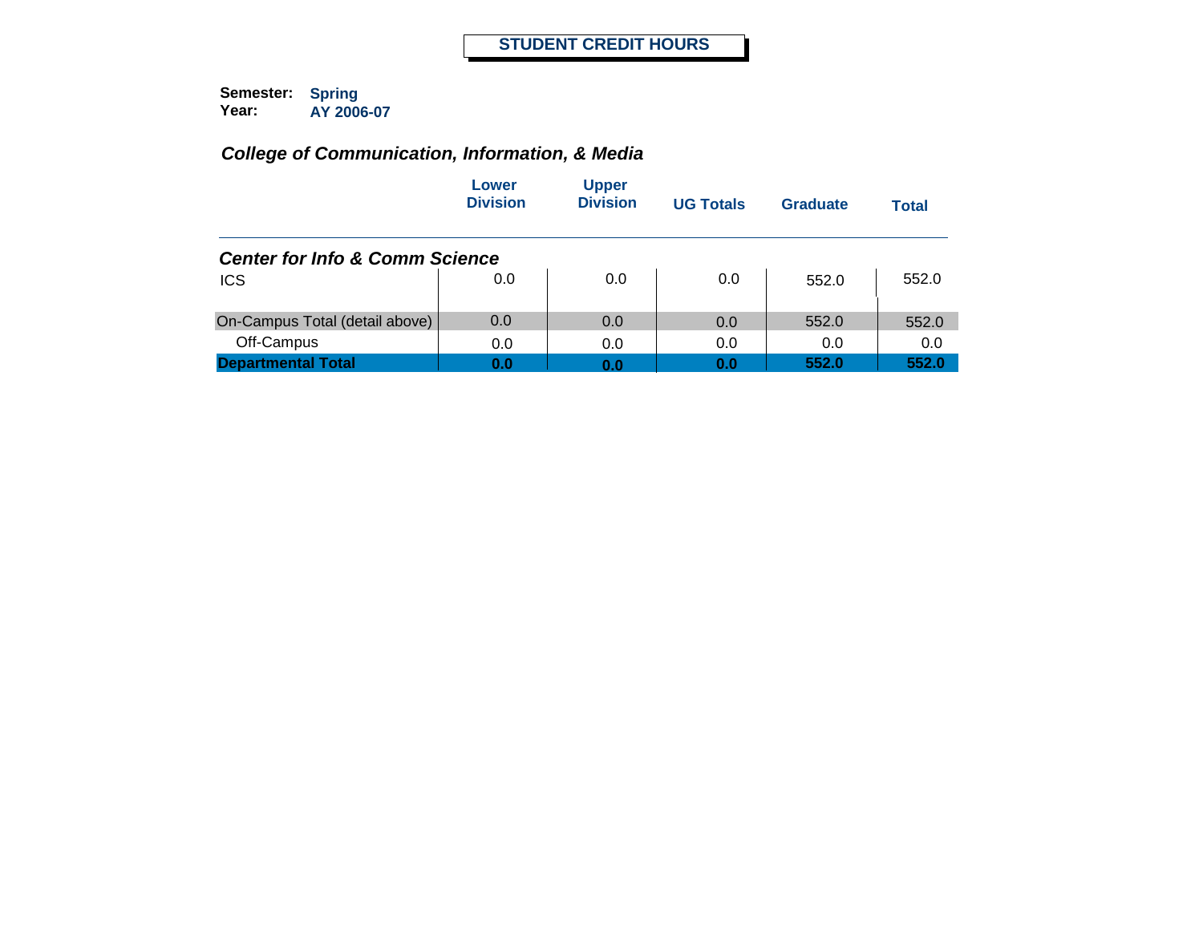# STUDENT CREDIT HOURS

**Semester:** Spring
**Year:** AY 2006-07

## *College of Communication, Information, & Media*

| | Lower Division | Upper Division | UG Totals | Graduate | Total |
|---|---|---|---|---|---|
| ***Center for Info & Comm Science*** | | | | | |
| ICS | 0.0 | 0.0 | 0.0 | 552.0 | 552.0 |
| On-Campus Total (detail above) | 0.0 | 0.0 | 0.0 | 552.0 | 552.0 |
| Off-Campus | 0.0 | 0.0 | 0.0 | 0.0 | 0.0 |
| **Departmental Total** | **0.0** | **0.0** | **0.0** | **552.0** | **552.0** |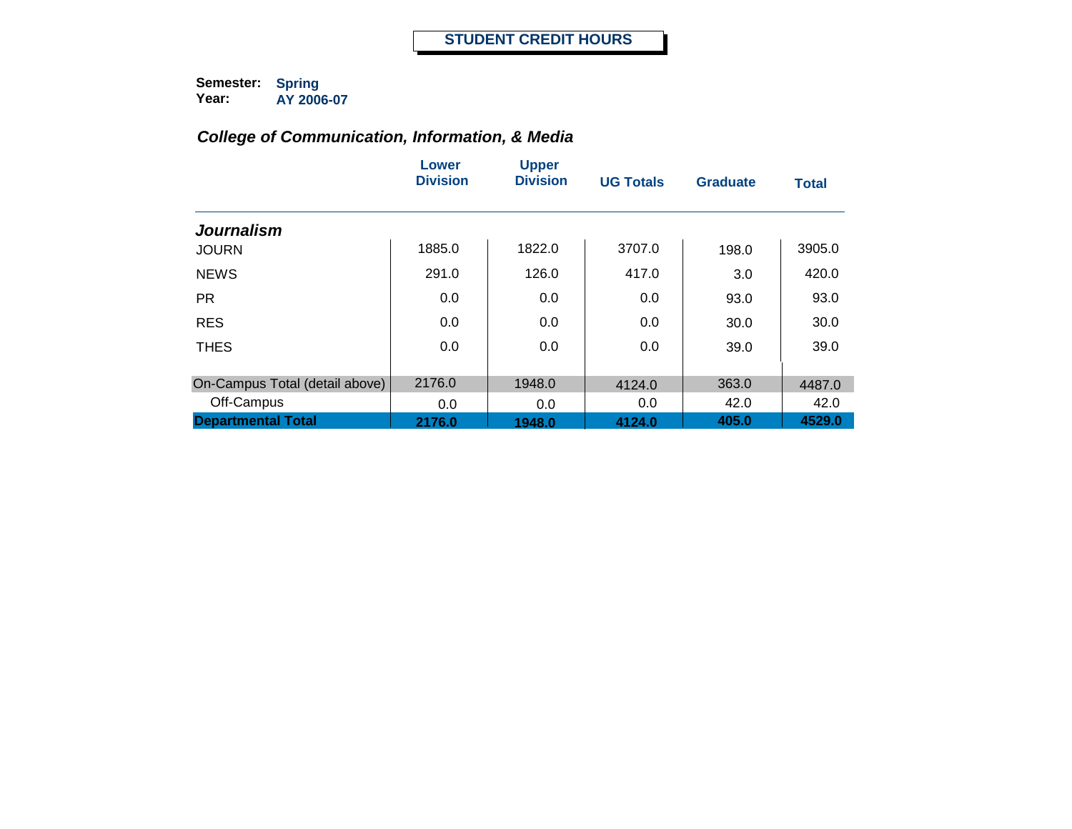# STUDENT CREDIT HOURS

**Semester:** Spring
**Year:** AY 2006-07

## *College of Communication, Information, & Media*

| | Lower Division | Upper Division | UG Totals | Graduate | Total |
|---|---|---|---|---|---|
| ***Journalism*** | | | | | |
| JOURN | 1885.0 | 1822.0 | 3707.0 | 198.0 | 3905.0 |
| NEWS | 291.0 | 126.0 | 417.0 | 3.0 | 420.0 |
| PR | 0.0 | 0.0 | 0.0 | 93.0 | 93.0 |
| RES | 0.0 | 0.0 | 0.0 | 30.0 | 30.0 |
| THES | 0.0 | 0.0 | 0.0 | 39.0 | 39.0 |
| On-Campus Total (detail above) | 2176.0 | 1948.0 | 4124.0 | 363.0 | 4487.0 |
| Off-Campus | 0.0 | 0.0 | 0.0 | 42.0 | 42.0 |
| **Departmental Total** | **2176.0** | **1948.0** | **4124.0** | **405.0** | **4529.0** |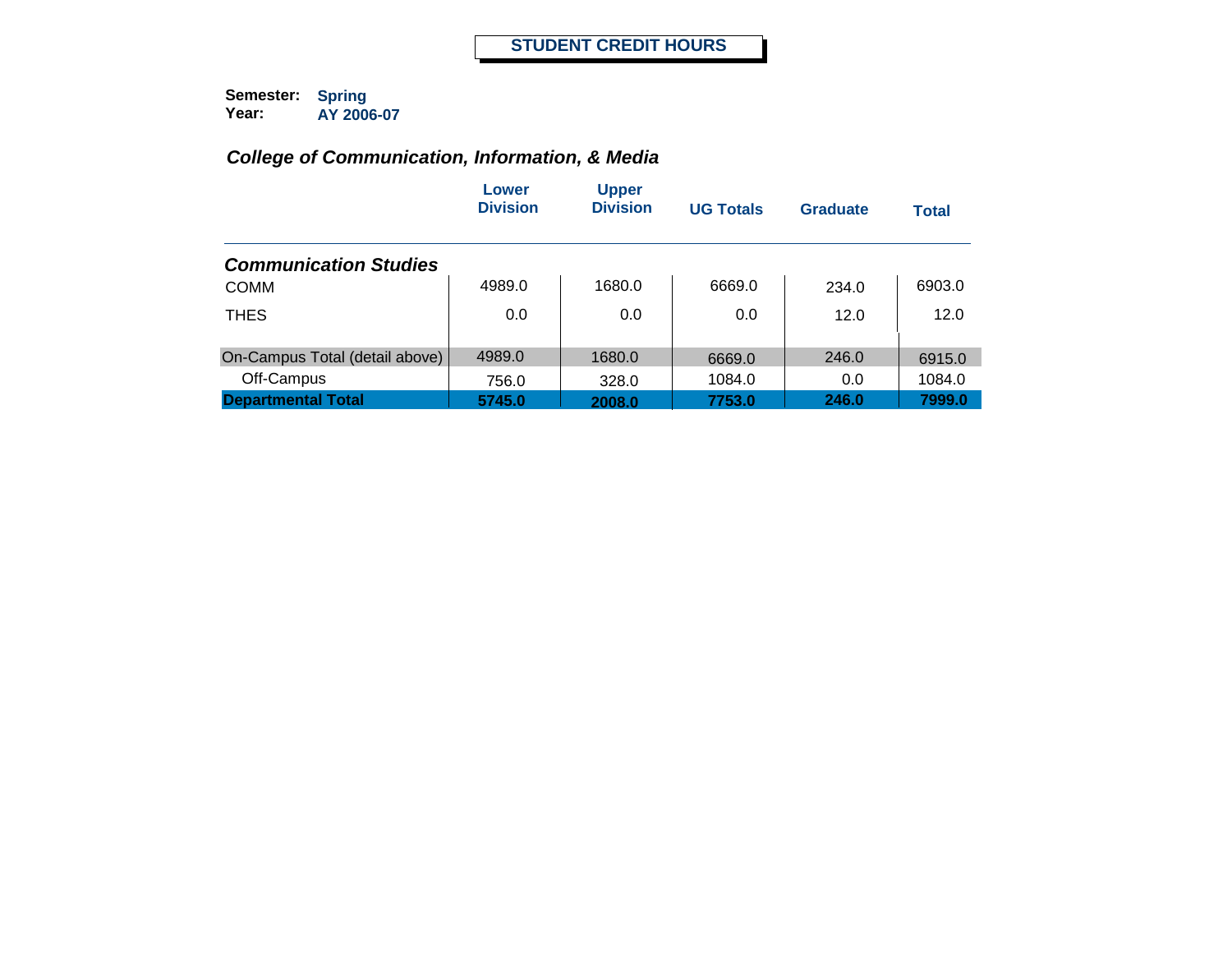# STUDENT CREDIT HOURS

**Semester:** Spring
**Year:** AY 2006-07

## *College of Communication, Information, & Media*

| | Lower Division | Upper Division | UG Totals | Graduate | Total |
|---|---|---|---|---|---|
| ***Communication Studies*** | | | | | |
| COMM | 4989.0 | 1680.0 | 6669.0 | 234.0 | 6903.0 |
| THES | 0.0 | 0.0 | 0.0 | 12.0 | 12.0 |
| On-Campus Total (detail above) | 4989.0 | 1680.0 | 6669.0 | 246.0 | 6915.0 |
| Off-Campus | 756.0 | 328.0 | 1084.0 | 0.0 | 1084.0 |
| **Departmental Total** | **5745.0** | **2008.0** | **7753.0** | **246.0** | **7999.0** |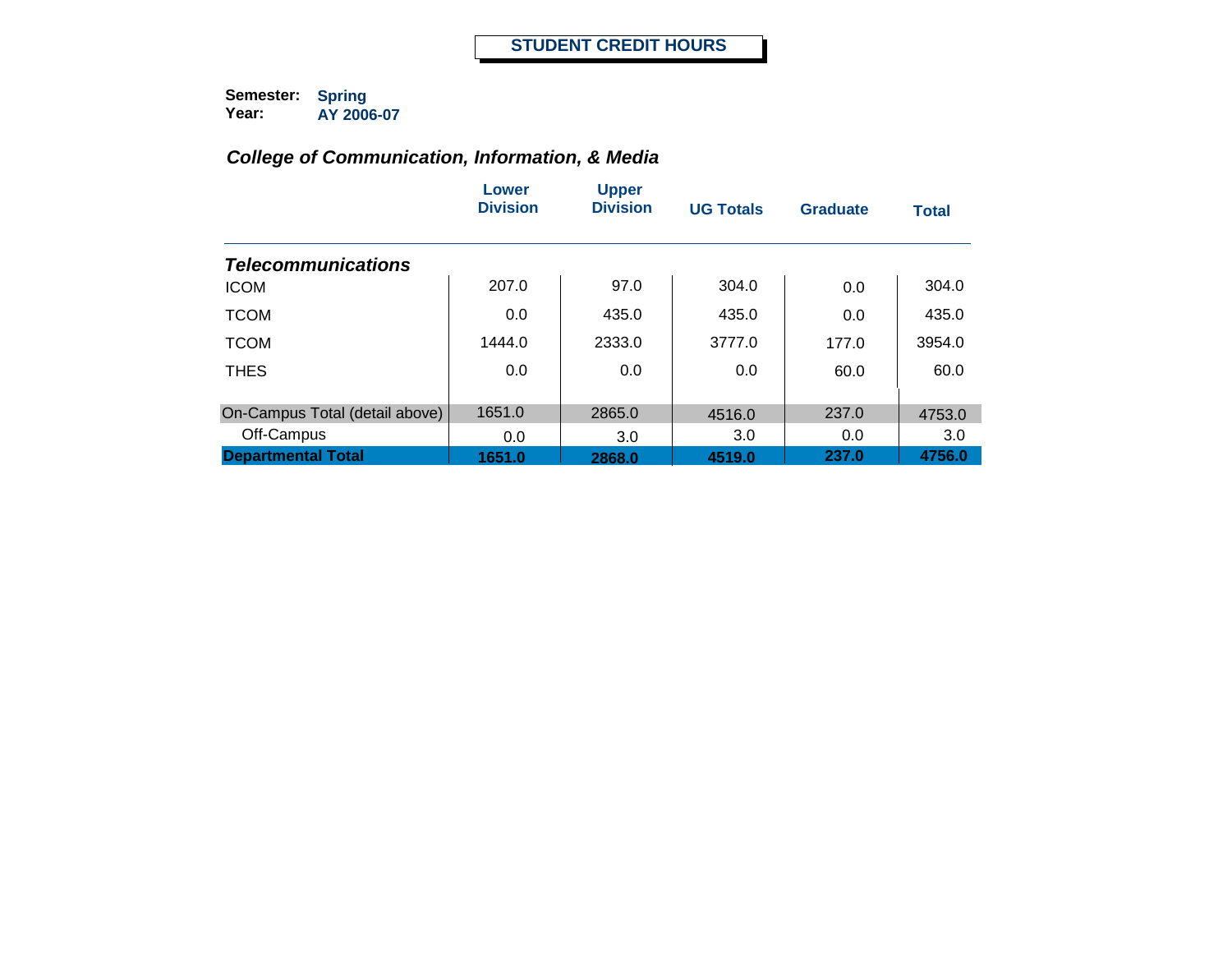# STUDENT CREDIT HOURS

**Semester:** Spring
**Year:** AY 2006-07

## *College of Communication, Information, & Media*

| | Lower Division | Upper Division | UG Totals | Graduate | Total |
|---|---|---|---|---|---|
| ***Telecommunications*** | | | | | |
| ICOM | 207.0 | 97.0 | 304.0 | 0.0 | 304.0 |
| TCOM | 0.0 | 435.0 | 435.0 | 0.0 | 435.0 |
| TCOM | 1444.0 | 2333.0 | 3777.0 | 177.0 | 3954.0 |
| THES | 0.0 | 0.0 | 0.0 | 60.0 | 60.0 |
| On-Campus Total (detail above) | 1651.0 | 2865.0 | 4516.0 | 237.0 | 4753.0 |
| Off-Campus | 0.0 | 3.0 | 3.0 | 0.0 | 3.0 |
| **Departmental Total** | **1651.0** | **2868.0** | **4519.0** | **237.0** | **4756.0** |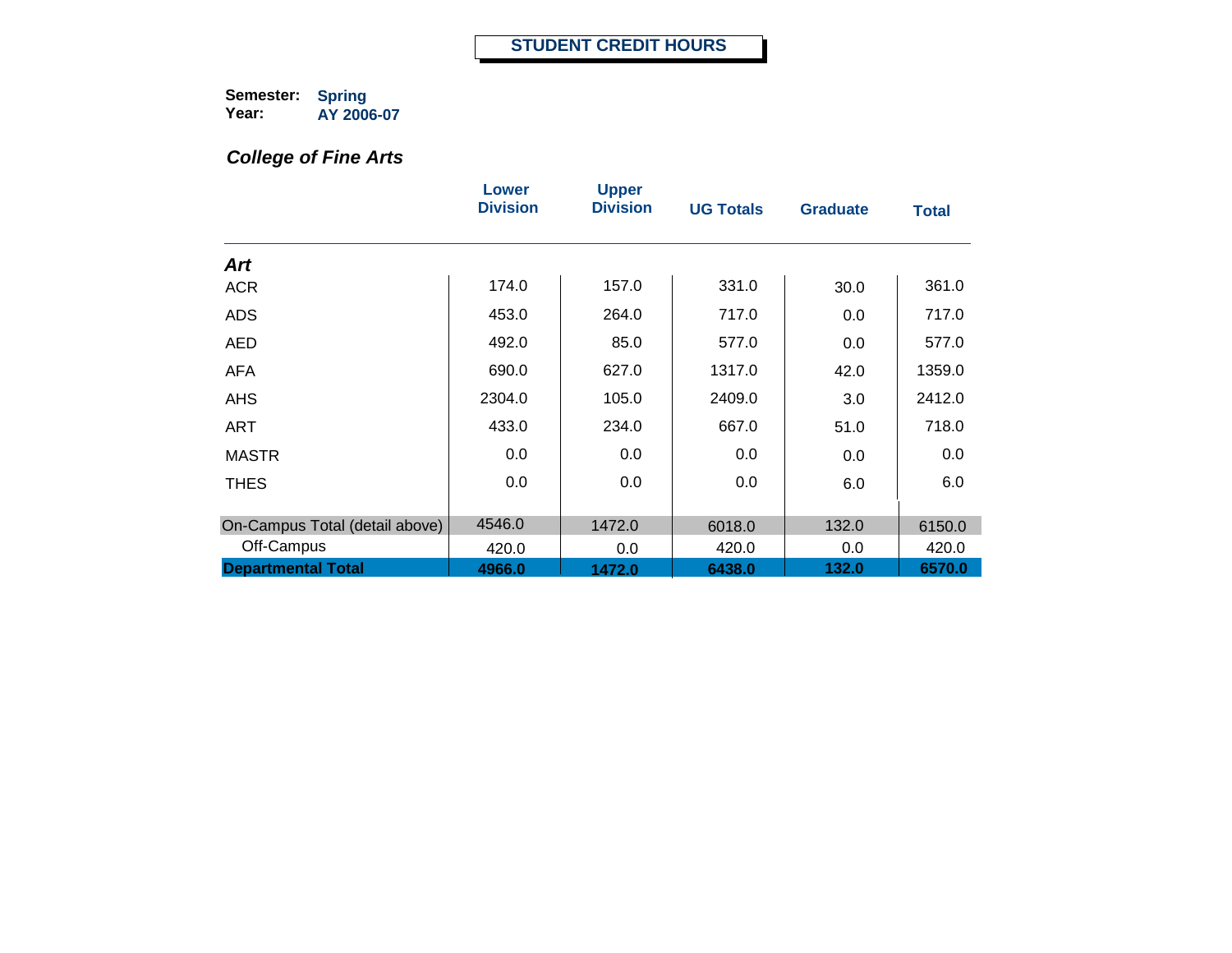# STUDENT CREDIT HOURS

**Semester:** Spring
**Year:** AY 2006-07

## *College of Fine Arts*

| | Lower Division | Upper Division | UG Totals | Graduate | Total |
|---|---|---|---|---|---|
| ***Art*** | | | | | |
| ACR | 174.0 | 157.0 | 331.0 | 30.0 | 361.0 |
| ADS | 453.0 | 264.0 | 717.0 | 0.0 | 717.0 |
| AED | 492.0 | 85.0 | 577.0 | 0.0 | 577.0 |
| AFA | 690.0 | 627.0 | 1317.0 | 42.0 | 1359.0 |
| AHS | 2304.0 | 105.0 | 2409.0 | 3.0 | 2412.0 |
| ART | 433.0 | 234.0 | 667.0 | 51.0 | 718.0 |
| MASTR | 0.0 | 0.0 | 0.0 | 0.0 | 0.0 |
| THES | 0.0 | 0.0 | 0.0 | 6.0 | 6.0 |
| On-Campus Total (detail above) | 4546.0 | 1472.0 | 6018.0 | 132.0 | 6150.0 |
| Off-Campus | 420.0 | 0.0 | 420.0 | 0.0 | 420.0 |
| **Departmental Total** | **4966.0** | **1472.0** | **6438.0** | **132.0** | **6570.0** |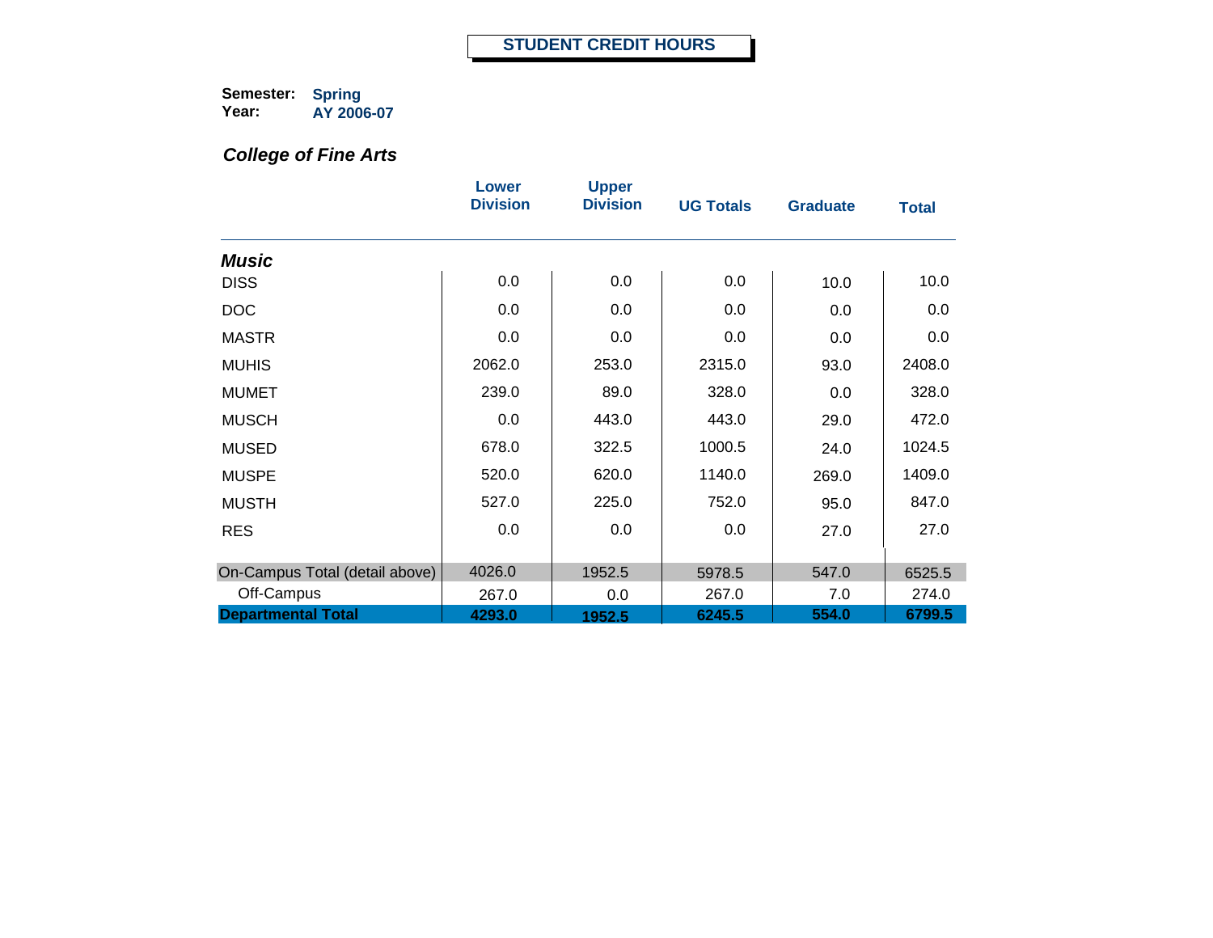# STUDENT CREDIT HOURS

**Semester:** Spring
**Year:** AY 2006-07

## *College of Fine Arts*

| | Lower Division | Upper Division | UG Totals | Graduate | Total |
|---|---|---|---|---|---|
| ***Music*** | | | | | |
| DISS | 0.0 | 0.0 | 0.0 | 10.0 | 10.0 |
| DOC | 0.0 | 0.0 | 0.0 | 0.0 | 0.0 |
| MASTR | 0.0 | 0.0 | 0.0 | 0.0 | 0.0 |
| MUHIS | 2062.0 | 253.0 | 2315.0 | 93.0 | 2408.0 |
| MUMET | 239.0 | 89.0 | 328.0 | 0.0 | 328.0 |
| MUSCH | 0.0 | 443.0 | 443.0 | 29.0 | 472.0 |
| MUSED | 678.0 | 322.5 | 1000.5 | 24.0 | 1024.5 |
| MUSPE | 520.0 | 620.0 | 1140.0 | 269.0 | 1409.0 |
| MUSTH | 527.0 | 225.0 | 752.0 | 95.0 | 847.0 |
| RES | 0.0 | 0.0 | 0.0 | 27.0 | 27.0 |
| On-Campus Total (detail above) | 4026.0 | 1952.5 | 5978.5 | 547.0 | 6525.5 |
| Off-Campus | 267.0 | 0.0 | 267.0 | 7.0 | 274.0 |
| **Departmental Total** | **4293.0** | **1952.5** | **6245.5** | **554.0** | **6799.5** |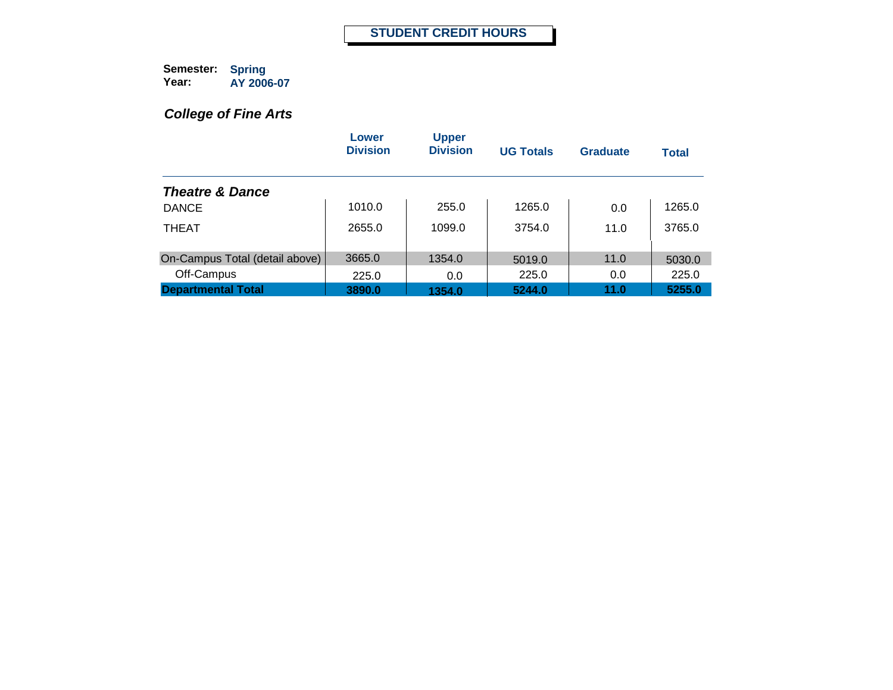# STUDENT CREDIT HOURS

**Semester:** Spring
**Year:** AY 2006-07

## *College of Fine Arts*

| | Lower Division | Upper Division | UG Totals | Graduate | Total |
|---|---|---|---|---|---|
| ***Theatre & Dance*** | | | | | |
| DANCE | 1010.0 | 255.0 | 1265.0 | 0.0 | 1265.0 |
| THEAT | 2655.0 | 1099.0 | 3754.0 | 11.0 | 3765.0 |
| On-Campus Total (detail above) | 3665.0 | 1354.0 | 5019.0 | 11.0 | 5030.0 |
| Off-Campus | 225.0 | 0.0 | 225.0 | 0.0 | 225.0 |
| **Departmental Total** | **3890.0** | **1354.0** | **5244.0** | **11.0** | **5255.0** |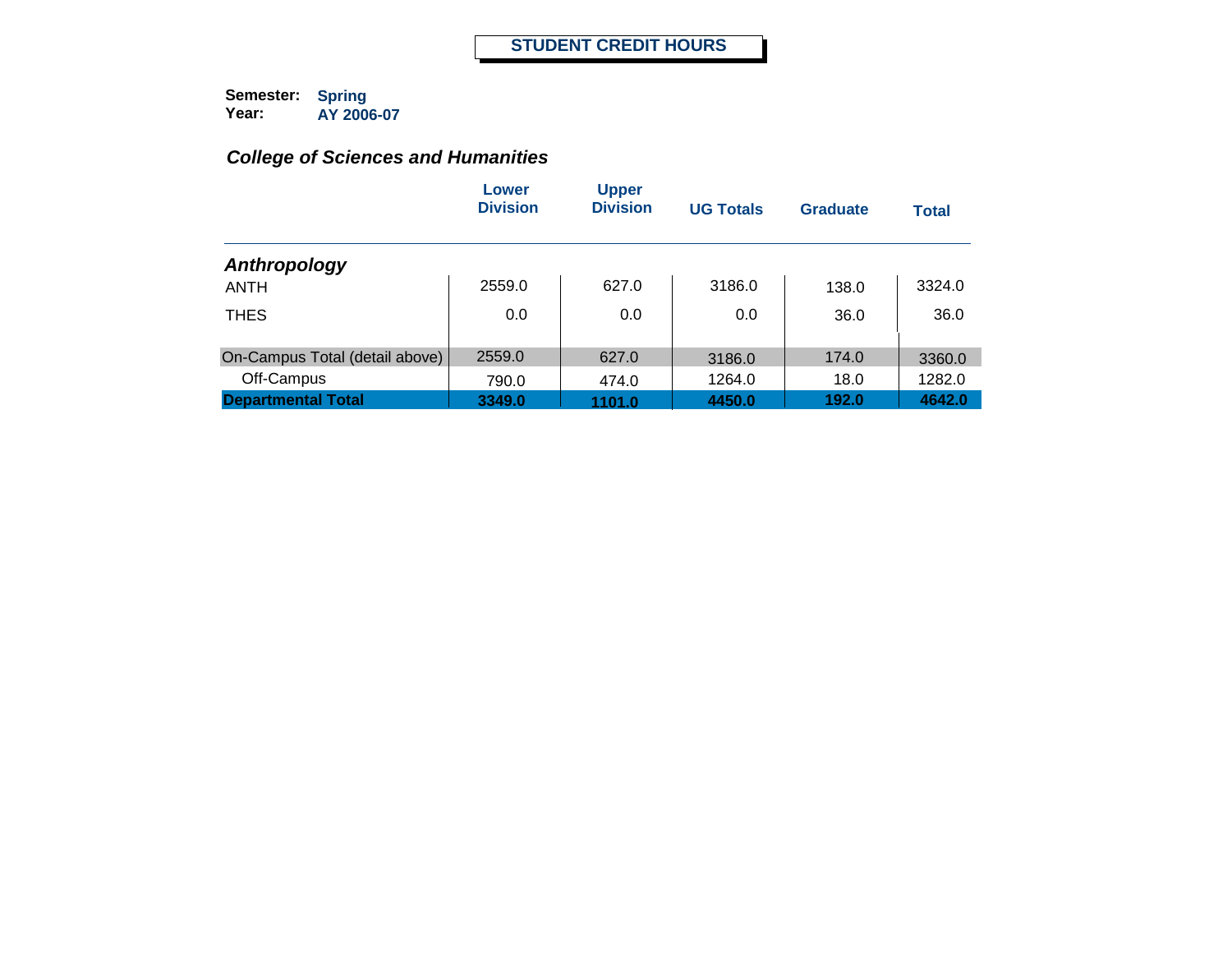# STUDENT CREDIT HOURS

**Semester:** Spring
**Year:** AY 2006-07

## *College of Sciences and Humanities*

| | Lower Division | Upper Division | UG Totals | Graduate | Total |
|---|---|---|---|---|---|
| ***Anthropology*** | | | | | |
| ANTH | 2559.0 | 627.0 | 3186.0 | 138.0 | 3324.0 |
| THES | 0.0 | 0.0 | 0.0 | 36.0 | 36.0 |
| On-Campus Total (detail above) | 2559.0 | 627.0 | 3186.0 | 174.0 | 3360.0 |
| Off-Campus | 790.0 | 474.0 | 1264.0 | 18.0 | 1282.0 |
| **Departmental Total** | **3349.0** | **1101.0** | **4450.0** | **192.0** | **4642.0** |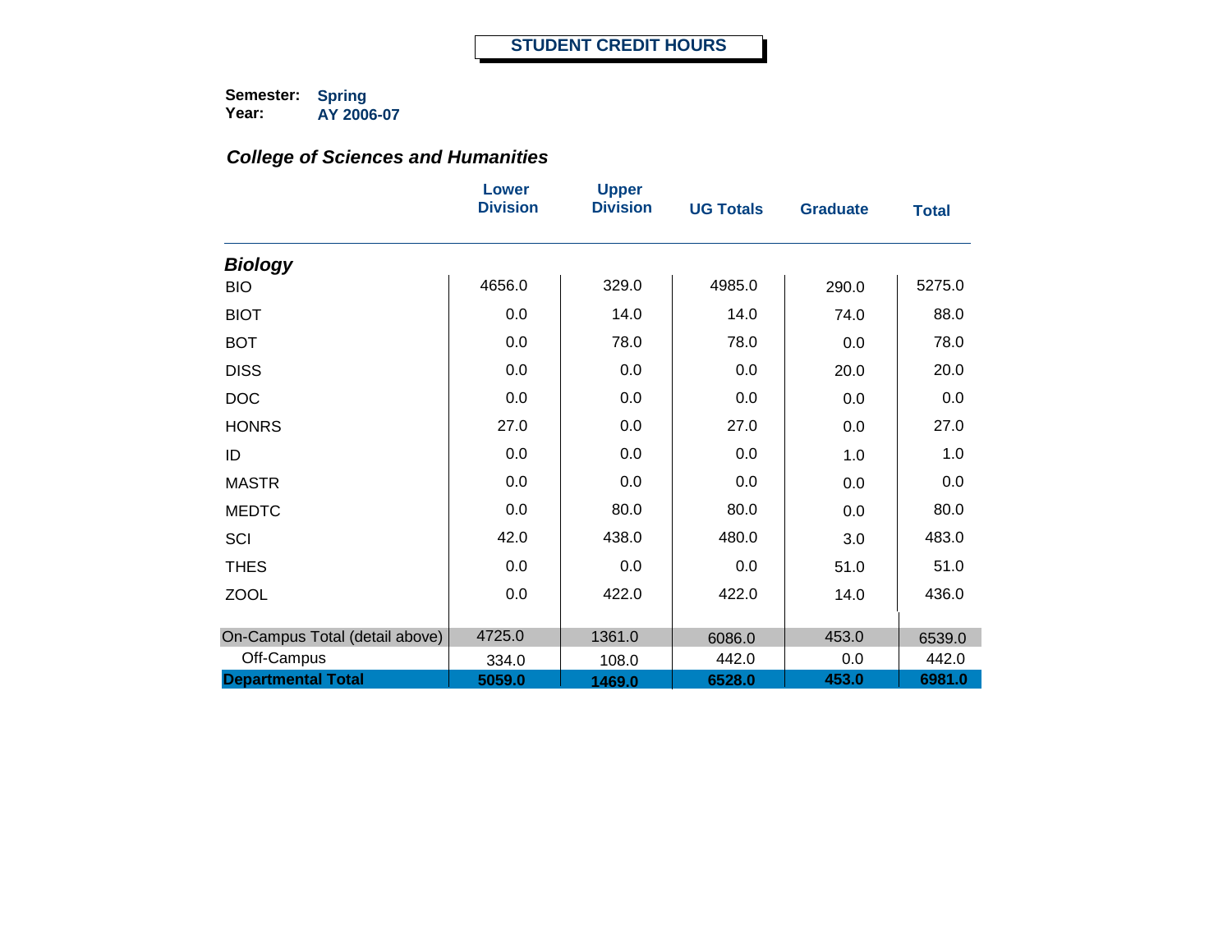# STUDENT CREDIT HOURS

**Semester:** Spring
**Year:** AY 2006-07

### *College of Sciences and Humanities*

| | Lower Division | Upper Division | UG Totals | Graduate | Total |
|---|---|---|---|---|---|
| ***Biology*** | | | | | |
| BIO | 4656.0 | 329.0 | 4985.0 | 290.0 | 5275.0 |
| BIOT | 0.0 | 14.0 | 14.0 | 74.0 | 88.0 |
| BOT | 0.0 | 78.0 | 78.0 | 0.0 | 78.0 |
| DISS | 0.0 | 0.0 | 0.0 | 20.0 | 20.0 |
| DOC | 0.0 | 0.0 | 0.0 | 0.0 | 0.0 |
| HONRS | 27.0 | 0.0 | 27.0 | 0.0 | 27.0 |
| ID | 0.0 | 0.0 | 0.0 | 1.0 | 1.0 |
| MASTR | 0.0 | 0.0 | 0.0 | 0.0 | 0.0 |
| MEDTC | 0.0 | 80.0 | 80.0 | 0.0 | 80.0 |
| SCI | 42.0 | 438.0 | 480.0 | 3.0 | 483.0 |
| THES | 0.0 | 0.0 | 0.0 | 51.0 | 51.0 |
| ZOOL | 0.0 | 422.0 | 422.0 | 14.0 | 436.0 |
| On-Campus Total (detail above) | 4725.0 | 1361.0 | 6086.0 | 453.0 | 6539.0 |
| Off-Campus | 334.0 | 108.0 | 442.0 | 0.0 | 442.0 |
| **Departmental Total** | **5059.0** | **1469.0** | **6528.0** | **453.0** | **6981.0** |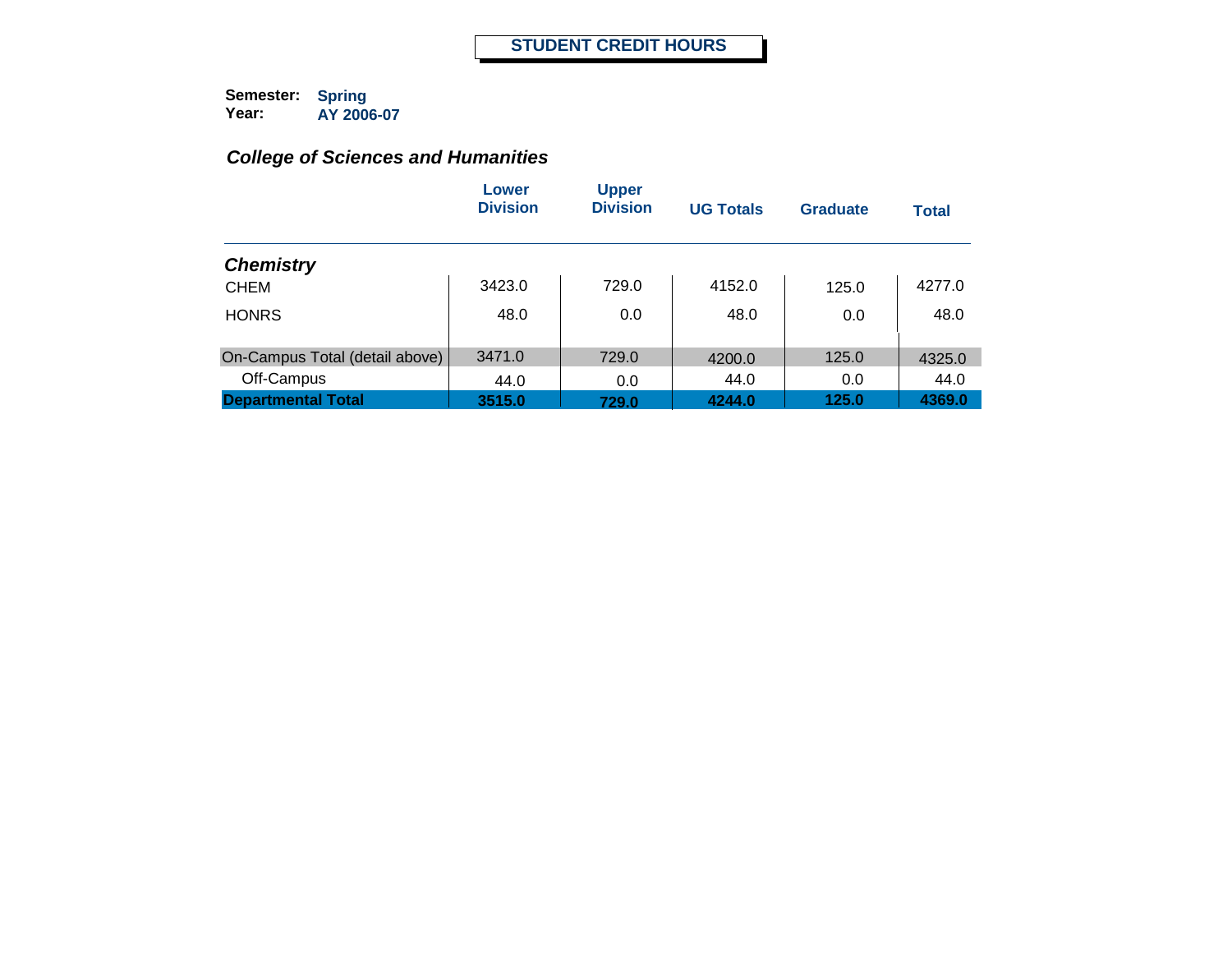# STUDENT CREDIT HOURS

**Semester:** **Spring**
**Year:** **AY 2006-07**

## *College of Sciences and Humanities*

| | Lower Division | Upper Division | UG Totals | Graduate | Total |
|---|---|---|---|---|---|
| ***Chemistry*** | | | | | |
| CHEM | 3423.0 | 729.0 | 4152.0 | 125.0 | 4277.0 |
| HONRS | 48.0 | 0.0 | 48.0 | 0.0 | 48.0 |
| On-Campus Total (detail above) | 3471.0 | 729.0 | 4200.0 | 125.0 | 4325.0 |
| Off-Campus | 44.0 | 0.0 | 44.0 | 0.0 | 44.0 |
| **Departmental Total** | **3515.0** | **729.0** | **4244.0** | **125.0** | **4369.0** |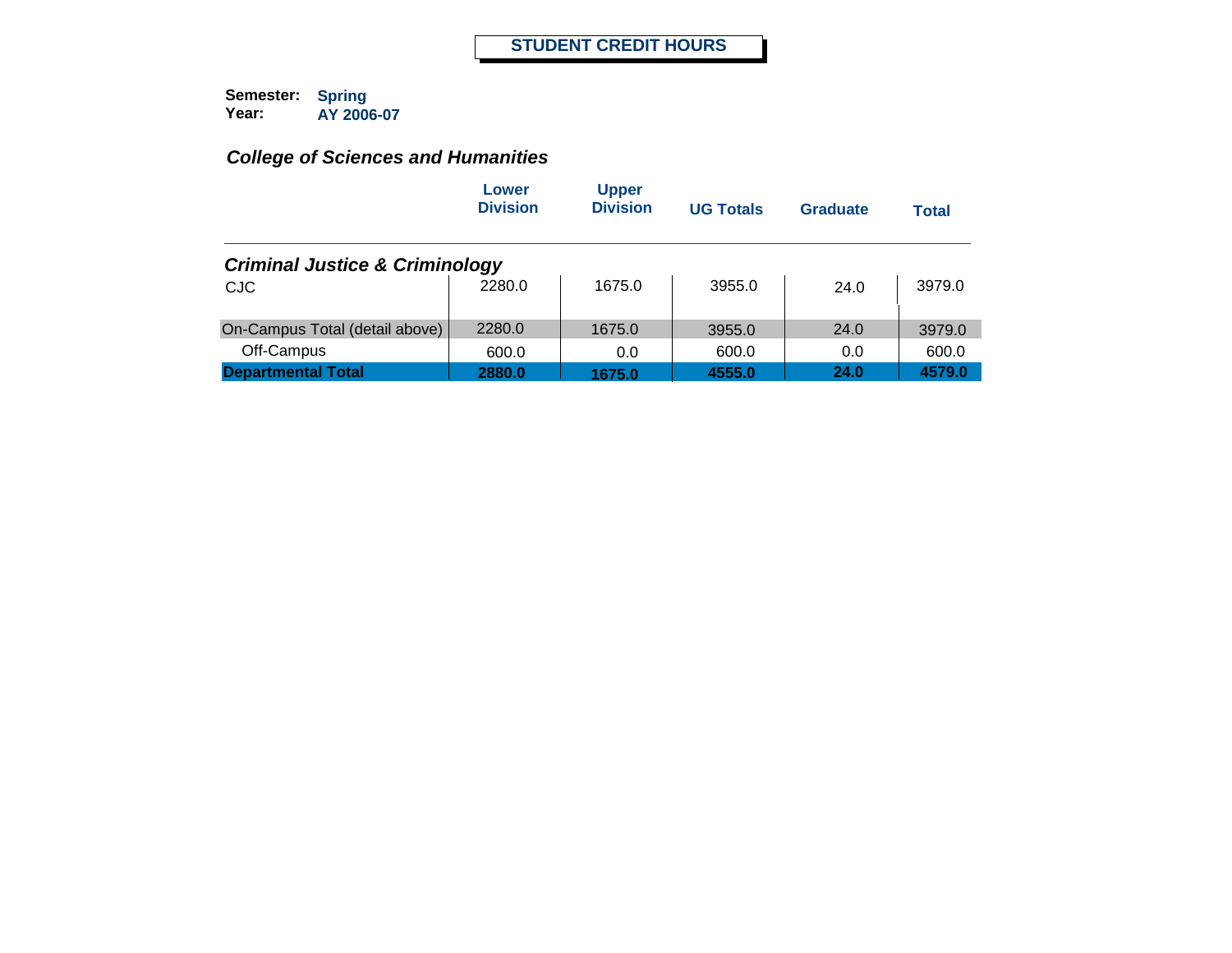# STUDENT CREDIT HOURS

**Semester:** Spring
**Year:** AY 2006-07

## *College of Sciences and Humanities*

| | Lower Division | Upper Division | UG Totals | Graduate | Total |
|---|---|---|---|---|---|
| ***Criminal Justice & Criminology*** | | | | | |
| CJC | 2280.0 | 1675.0 | 3955.0 | 24.0 | 3979.0 |
| On-Campus Total (detail above) | 2280.0 | 1675.0 | 3955.0 | 24.0 | 3979.0 |
| Off-Campus | 600.0 | 0.0 | 600.0 | 0.0 | 600.0 |
| **Departmental Total** | **2880.0** | **1675.0** | **4555.0** | **24.0** | **4579.0** |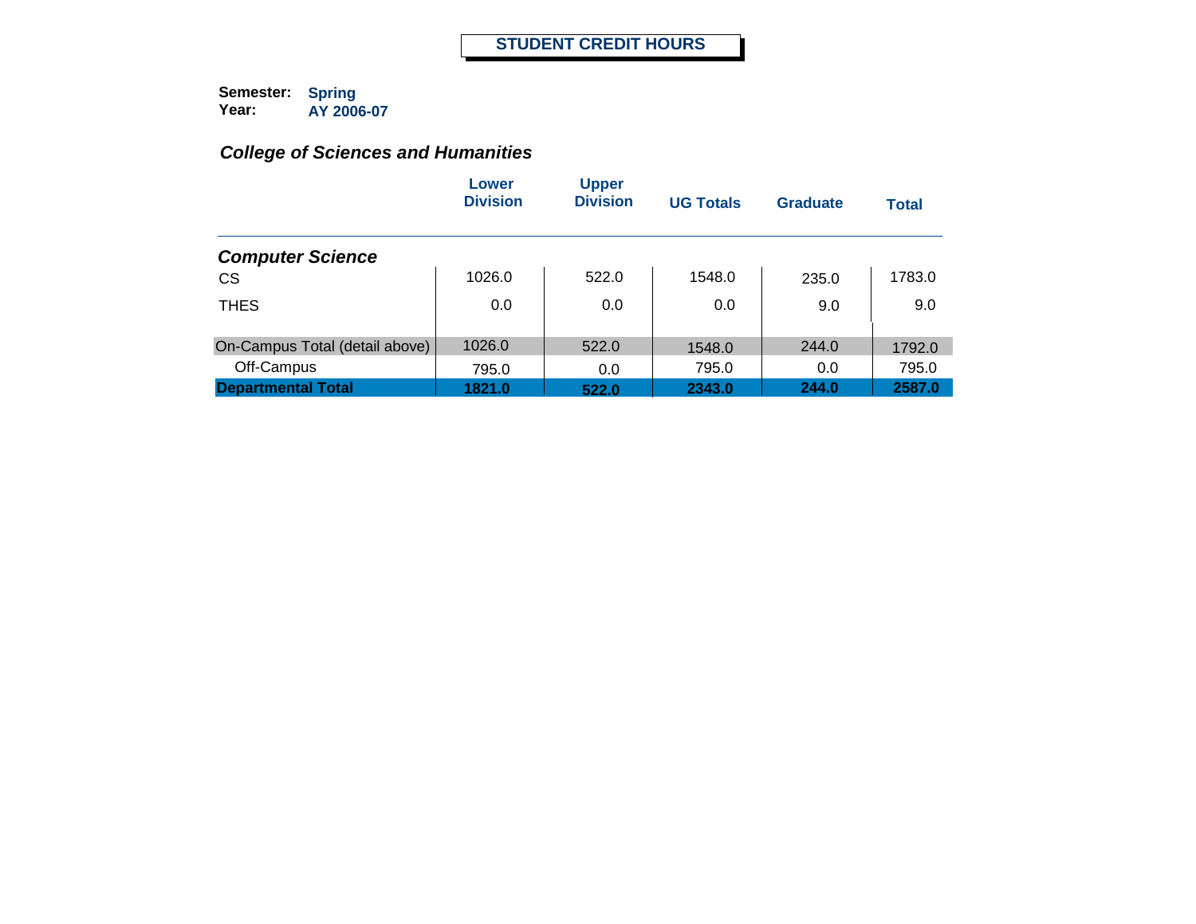# STUDENT CREDIT HOURS

**Semester:** Spring
**Year:** AY 2006-07

## *College of Sciences and Humanities*

| | Lower Division | Upper Division | UG Totals | Graduate | Total |
|---|---|---|---|---|---|
| ***Computer Science*** | | | | | |
| CS | 1026.0 | 522.0 | 1548.0 | 235.0 | 1783.0 |
| THES | 0.0 | 0.0 | 0.0 | 9.0 | 9.0 |
| On-Campus Total (detail above) | 1026.0 | 522.0 | 1548.0 | 244.0 | 1792.0 |
| Off-Campus | 795.0 | 0.0 | 795.0 | 0.0 | 795.0 |
| **Departmental Total** | **1821.0** | **522.0** | **2343.0** | **244.0** | **2587.0** |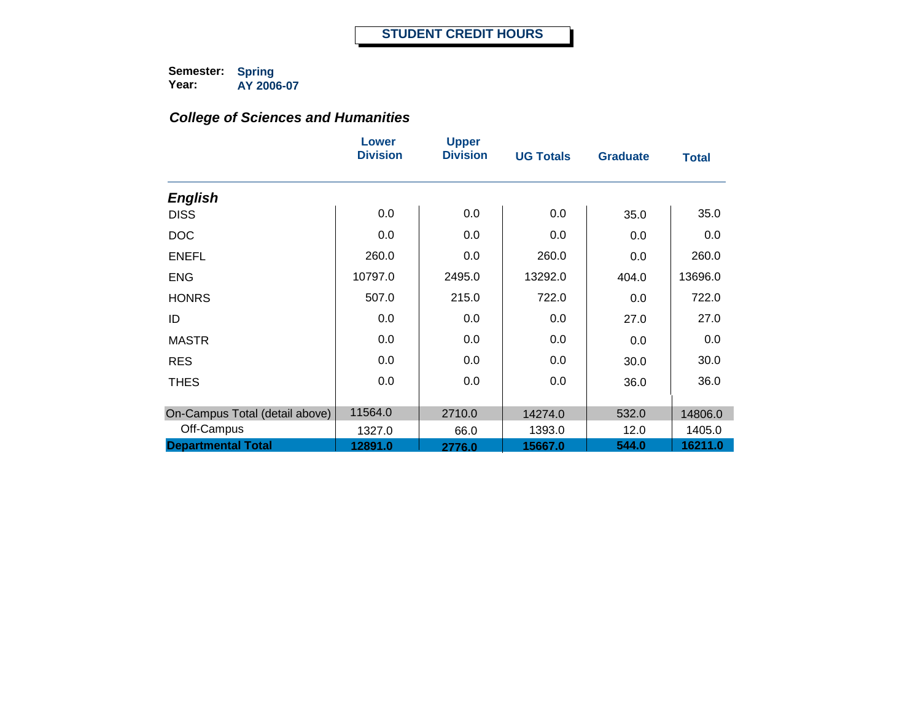# STUDENT CREDIT HOURS

**Semester:** Spring
**Year:** AY 2006-07

### *College of Sciences and Humanities*

| | Lower Division | Upper Division | UG Totals | Graduate | Total |
|---|---|---|---|---|---|
| ***English*** | | | | | |
| DISS | 0.0 | 0.0 | 0.0 | 35.0 | 35.0 |
| DOC | 0.0 | 0.0 | 0.0 | 0.0 | 0.0 |
| ENEFL | 260.0 | 0.0 | 260.0 | 0.0 | 260.0 |
| ENG | 10797.0 | 2495.0 | 13292.0 | 404.0 | 13696.0 |
| HONRS | 507.0 | 215.0 | 722.0 | 0.0 | 722.0 |
| ID | 0.0 | 0.0 | 0.0 | 27.0 | 27.0 |
| MASTR | 0.0 | 0.0 | 0.0 | 0.0 | 0.0 |
| RES | 0.0 | 0.0 | 0.0 | 30.0 | 30.0 |
| THES | 0.0 | 0.0 | 0.0 | 36.0 | 36.0 |
| On-Campus Total (detail above) | 11564.0 | 2710.0 | 14274.0 | 532.0 | 14806.0 |
| Off-Campus | 1327.0 | 66.0 | 1393.0 | 12.0 | 1405.0 |
| **Departmental Total** | **12891.0** | **2776.0** | **15667.0** | **544.0** | **16211.0** |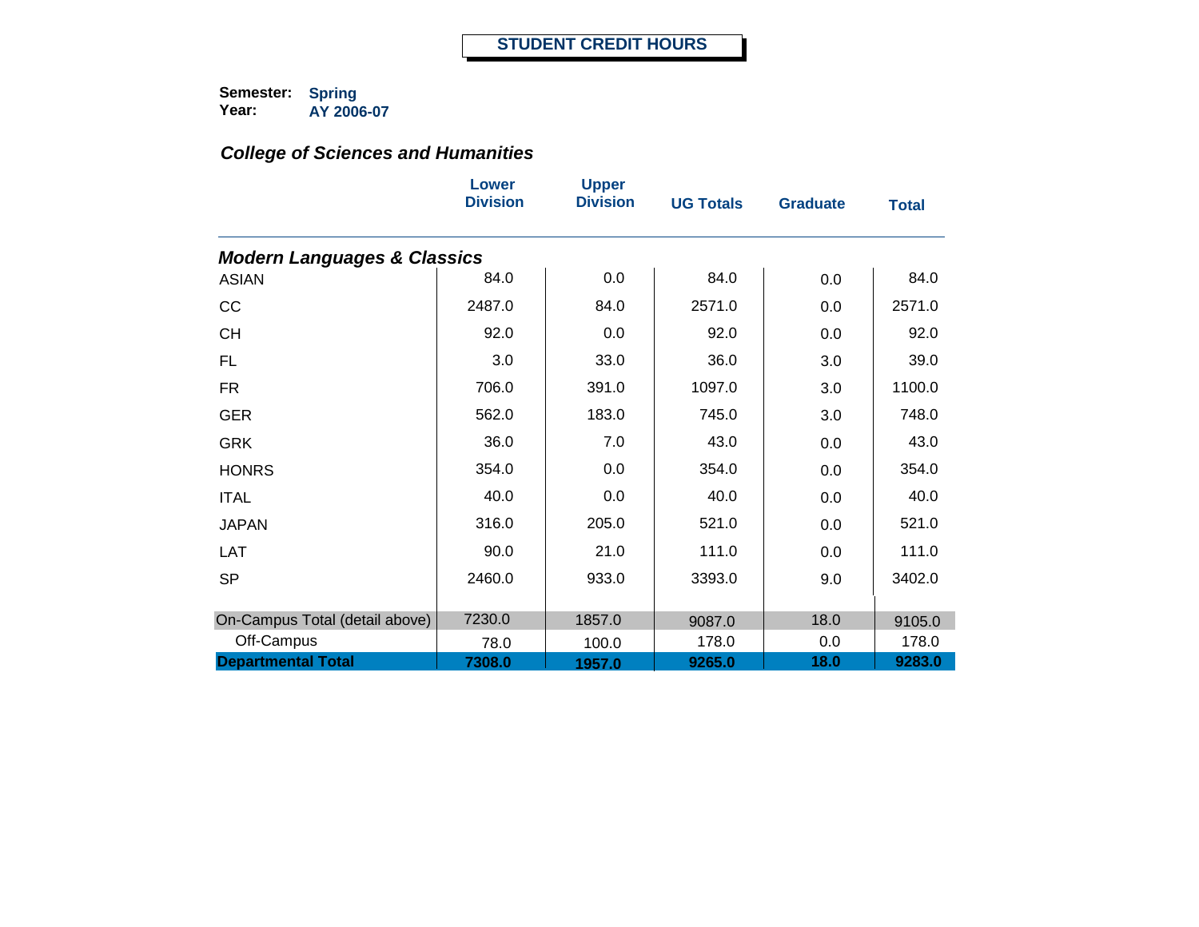# STUDENT CREDIT HOURS

**Semester:** Spring
**Year:** AY 2006-07

## *College of Sciences and Humanities*

| | Lower Division | Upper Division | UG Totals | Graduate | Total |
|---|---|---|---|---|---|
| ***Modern Languages & Classics*** | | | | | |
| ASIAN | 84.0 | 0.0 | 84.0 | 0.0 | 84.0 |
| CC | 2487.0 | 84.0 | 2571.0 | 0.0 | 2571.0 |
| CH | 92.0 | 0.0 | 92.0 | 0.0 | 92.0 |
| FL | 3.0 | 33.0 | 36.0 | 3.0 | 39.0 |
| FR | 706.0 | 391.0 | 1097.0 | 3.0 | 1100.0 |
| GER | 562.0 | 183.0 | 745.0 | 3.0 | 748.0 |
| GRK | 36.0 | 7.0 | 43.0 | 0.0 | 43.0 |
| HONRS | 354.0 | 0.0 | 354.0 | 0.0 | 354.0 |
| ITAL | 40.0 | 0.0 | 40.0 | 0.0 | 40.0 |
| JAPAN | 316.0 | 205.0 | 521.0 | 0.0 | 521.0 |
| LAT | 90.0 | 21.0 | 111.0 | 0.0 | 111.0 |
| SP | 2460.0 | 933.0 | 3393.0 | 9.0 | 3402.0 |
| On-Campus Total (detail above) | 7230.0 | 1857.0 | 9087.0 | 18.0 | 9105.0 |
| Off-Campus | 78.0 | 100.0 | 178.0 | 0.0 | 178.0 |
| **Departmental Total** | **7308.0** | **1957.0** | **9265.0** | **18.0** | **9283.0** |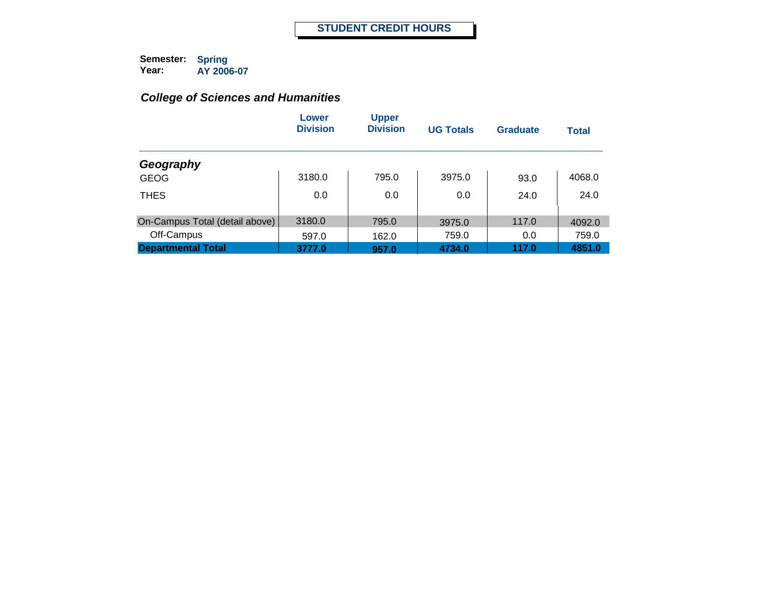# STUDENT CREDIT HOURS

**Semester:** Spring
**Year:** AY 2006-07

## *College of Sciences and Humanities*

| | Lower Division | Upper Division | UG Totals | Graduate | Total |
|---|---|---|---|---|---|
| ***Geography*** | | | | | |
| GEOG | 3180.0 | 795.0 | 3975.0 | 93.0 | 4068.0 |
| THES | 0.0 | 0.0 | 0.0 | 24.0 | 24.0 |
| On-Campus Total (detail above) | 3180.0 | 795.0 | 3975.0 | 117.0 | 4092.0 |
| Off-Campus | 597.0 | 162.0 | 759.0 | 0.0 | 759.0 |
| **Departmental Total** | **3777.0** | **957.0** | **4734.0** | **117.0** | **4851.0** |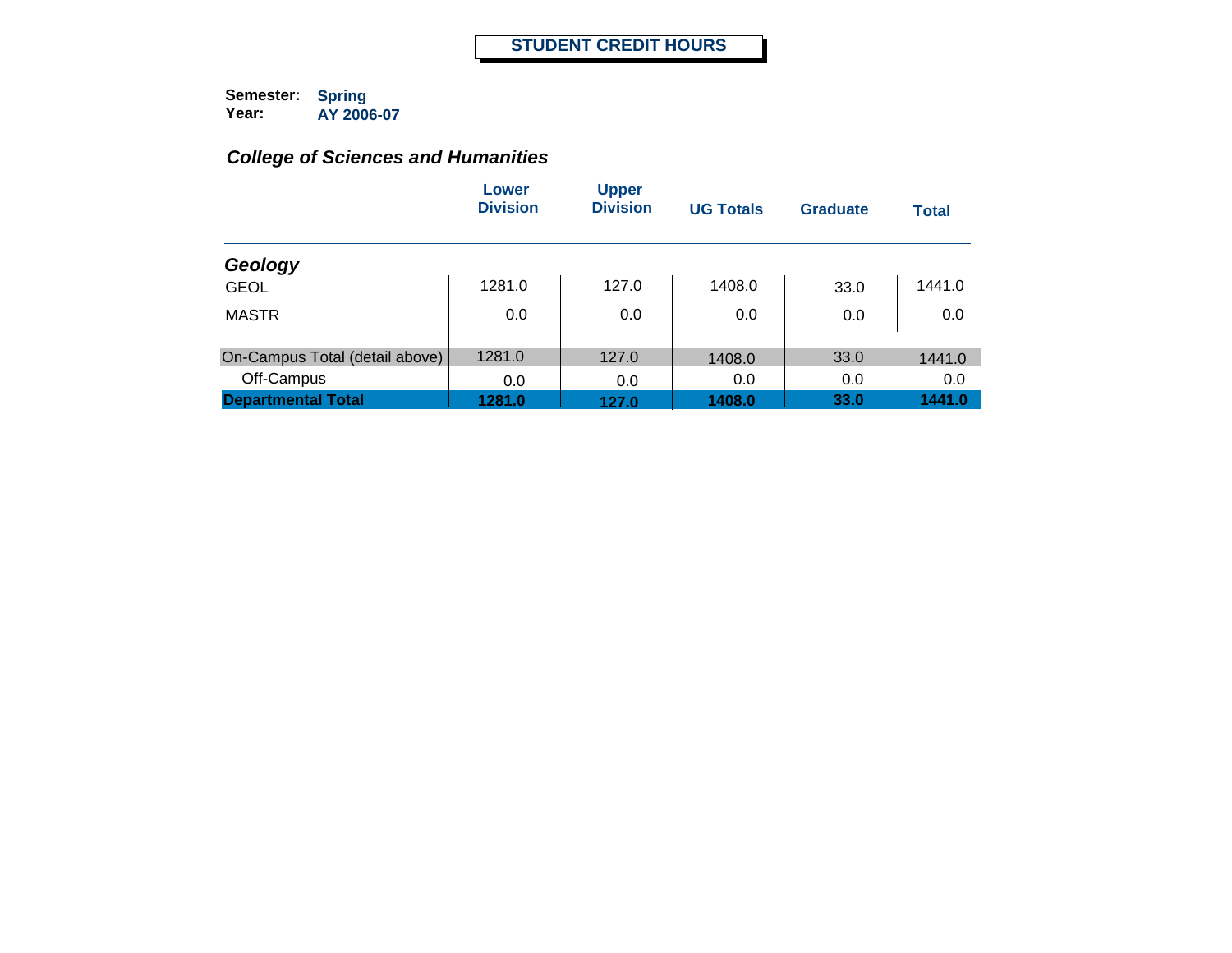# STUDENT CREDIT HOURS

**Semester:** Spring
**Year:** AY 2006-07

## *College of Sciences and Humanities*

| | Lower Division | Upper Division | UG Totals | Graduate | Total |
|---|---|---|---|---|---|
| ***Geology*** | | | | | |
| GEOL | 1281.0 | 127.0 | 1408.0 | 33.0 | 1441.0 |
| MASTR | 0.0 | 0.0 | 0.0 | 0.0 | 0.0 |
| On-Campus Total (detail above) | 1281.0 | 127.0 | 1408.0 | 33.0 | 1441.0 |
| Off-Campus | 0.0 | 0.0 | 0.0 | 0.0 | 0.0 |
| **Departmental Total** | **1281.0** | **127.0** | **1408.0** | **33.0** | **1441.0** |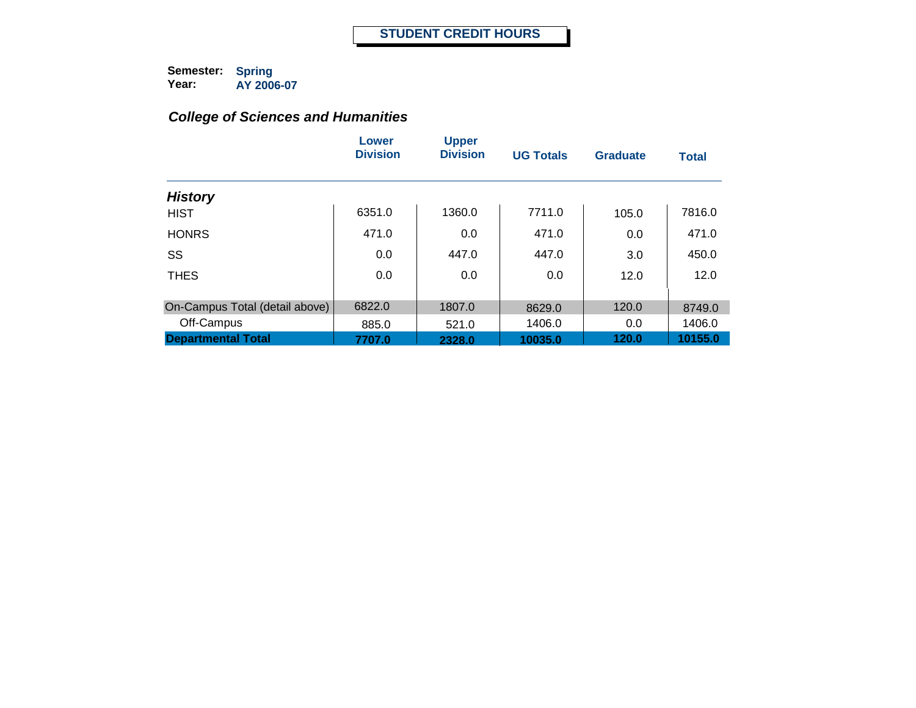# STUDENT CREDIT HOURS

**Semester:** Spring
**Year:** AY 2006-07

## *College of Sciences and Humanities*

| | Lower Division | Upper Division | UG Totals | Graduate | Total |
|---|---|---|---|---|---|
| ***History*** | | | | | |
| HIST | 6351.0 | 1360.0 | 7711.0 | 105.0 | 7816.0 |
| HONRS | 471.0 | 0.0 | 471.0 | 0.0 | 471.0 |
| SS | 0.0 | 447.0 | 447.0 | 3.0 | 450.0 |
| THES | 0.0 | 0.0 | 0.0 | 12.0 | 12.0 |
| On-Campus Total (detail above) | 6822.0 | 1807.0 | 8629.0 | 120.0 | 8749.0 |
| Off-Campus | 885.0 | 521.0 | 1406.0 | 0.0 | 1406.0 |
| **Departmental Total** | **7707.0** | **2328.0** | **10035.0** | **120.0** | **10155.0** |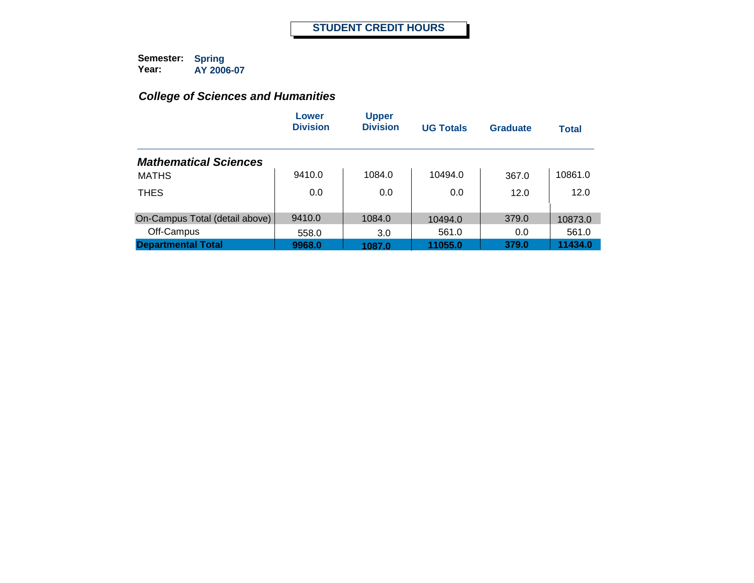# STUDENT CREDIT HOURS

**Semester:** **Spring**
**Year:** **AY 2006-07**

## *College of Sciences and Humanities*

| | Lower Division | Upper Division | UG Totals | Graduate | Total |
|---|---|---|---|---|---|
| ***Mathematical Sciences*** | | | | | |
| MATHS | 9410.0 | 1084.0 | 10494.0 | 367.0 | 10861.0 |
| THES | 0.0 | 0.0 | 0.0 | 12.0 | 12.0 |
| On-Campus Total (detail above) | 9410.0 | 1084.0 | 10494.0 | 379.0 | 10873.0 |
| Off-Campus | 558.0 | 3.0 | 561.0 | 0.0 | 561.0 |
| **Departmental Total** | **9968.0** | **1087.0** | **11055.0** | **379.0** | **11434.0** |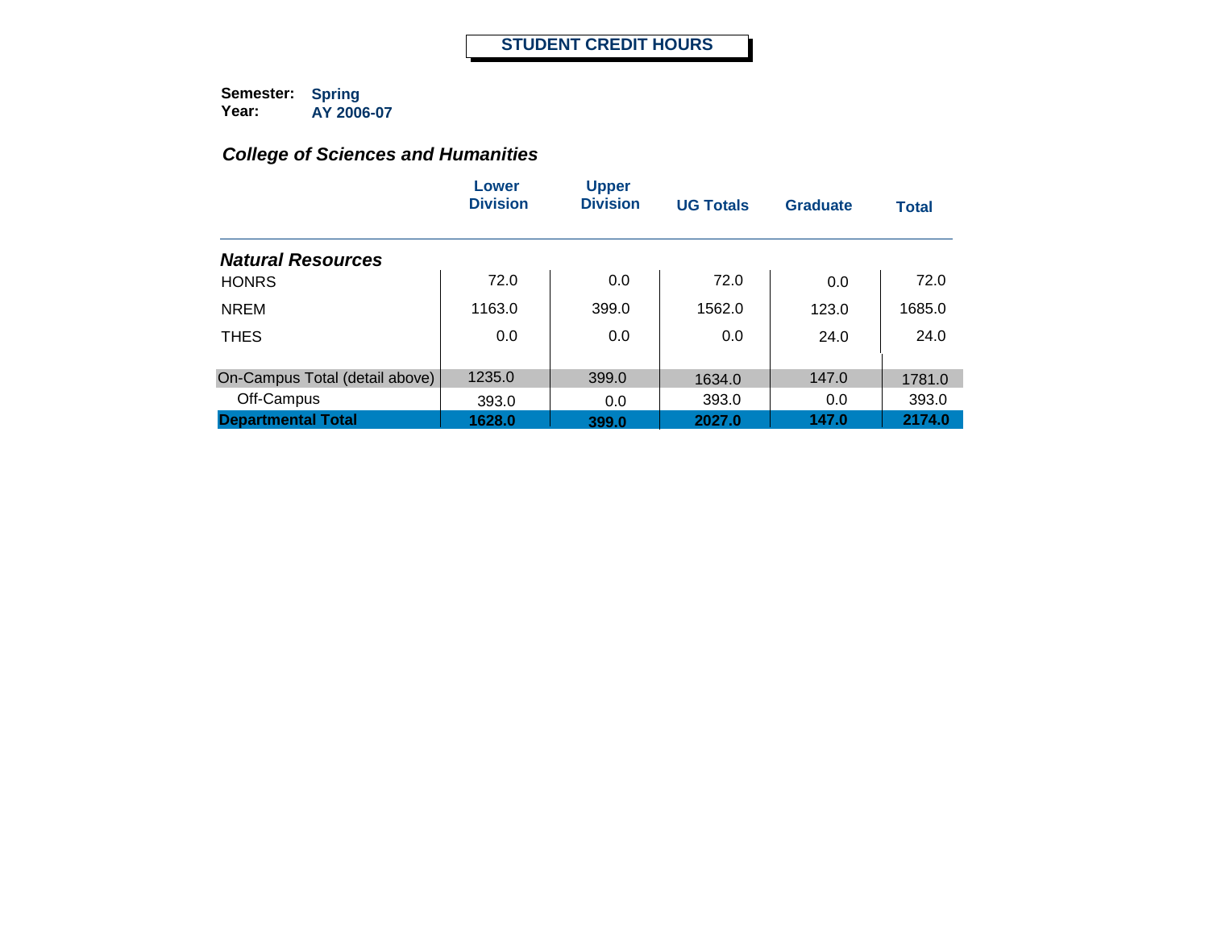# STUDENT CREDIT HOURS

**Semester:** Spring
**Year:** AY 2006-07

## *College of Sciences and Humanities*

| | Lower Division | Upper Division | UG Totals | Graduate | Total |
|---|---|---|---|---|---|
| ***Natural Resources*** | | | | | |
| HONRS | 72.0 | 0.0 | 72.0 | 0.0 | 72.0 |
| NREM | 1163.0 | 399.0 | 1562.0 | 123.0 | 1685.0 |
| THES | 0.0 | 0.0 | 0.0 | 24.0 | 24.0 |
| On-Campus Total (detail above) | 1235.0 | 399.0 | 1634.0 | 147.0 | 1781.0 |
| Off-Campus | 393.0 | 0.0 | 393.0 | 0.0 | 393.0 |
| **Departmental Total** | **1628.0** | **399.0** | **2027.0** | **147.0** | **2174.0** |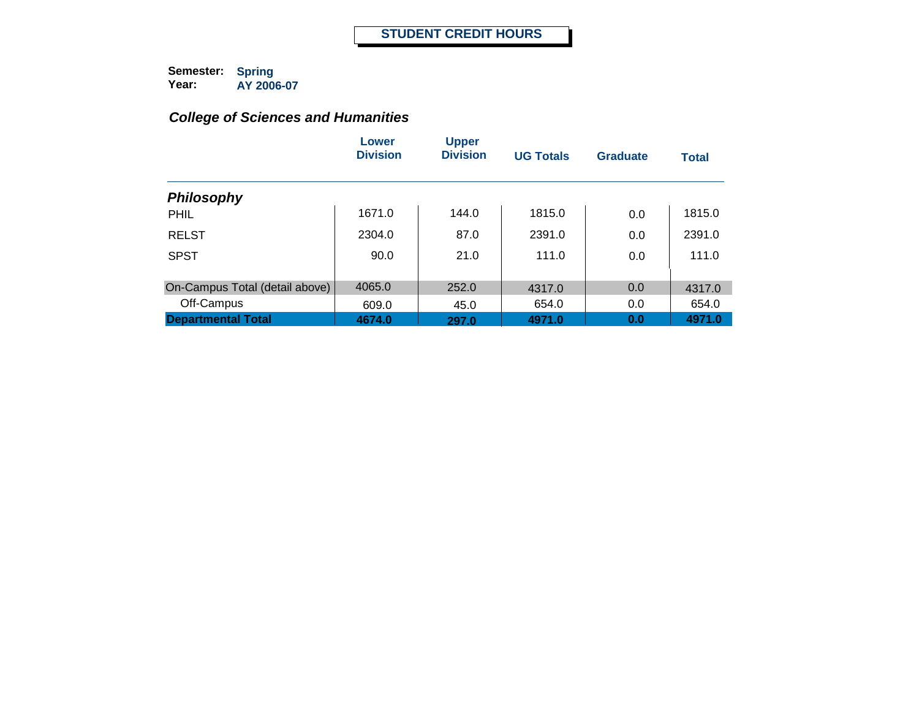# STUDENT CREDIT HOURS

**Semester:** Spring
**Year:** AY 2006-07

## *College of Sciences and Humanities*

| | Lower Division | Upper Division | UG Totals | Graduate | Total |
|---|---|---|---|---|---|
| ***Philosophy*** | | | | | |
| PHIL | 1671.0 | 144.0 | 1815.0 | 0.0 | 1815.0 |
| RELST | 2304.0 | 87.0 | 2391.0 | 0.0 | 2391.0 |
| SPST | 90.0 | 21.0 | 111.0 | 0.0 | 111.0 |
| On-Campus Total (detail above) | 4065.0 | 252.0 | 4317.0 | 0.0 | 4317.0 |
| Off-Campus | 609.0 | 45.0 | 654.0 | 0.0 | 654.0 |
| **Departmental Total** | **4674.0** | **297.0** | **4971.0** | **0.0** | **4971.0** |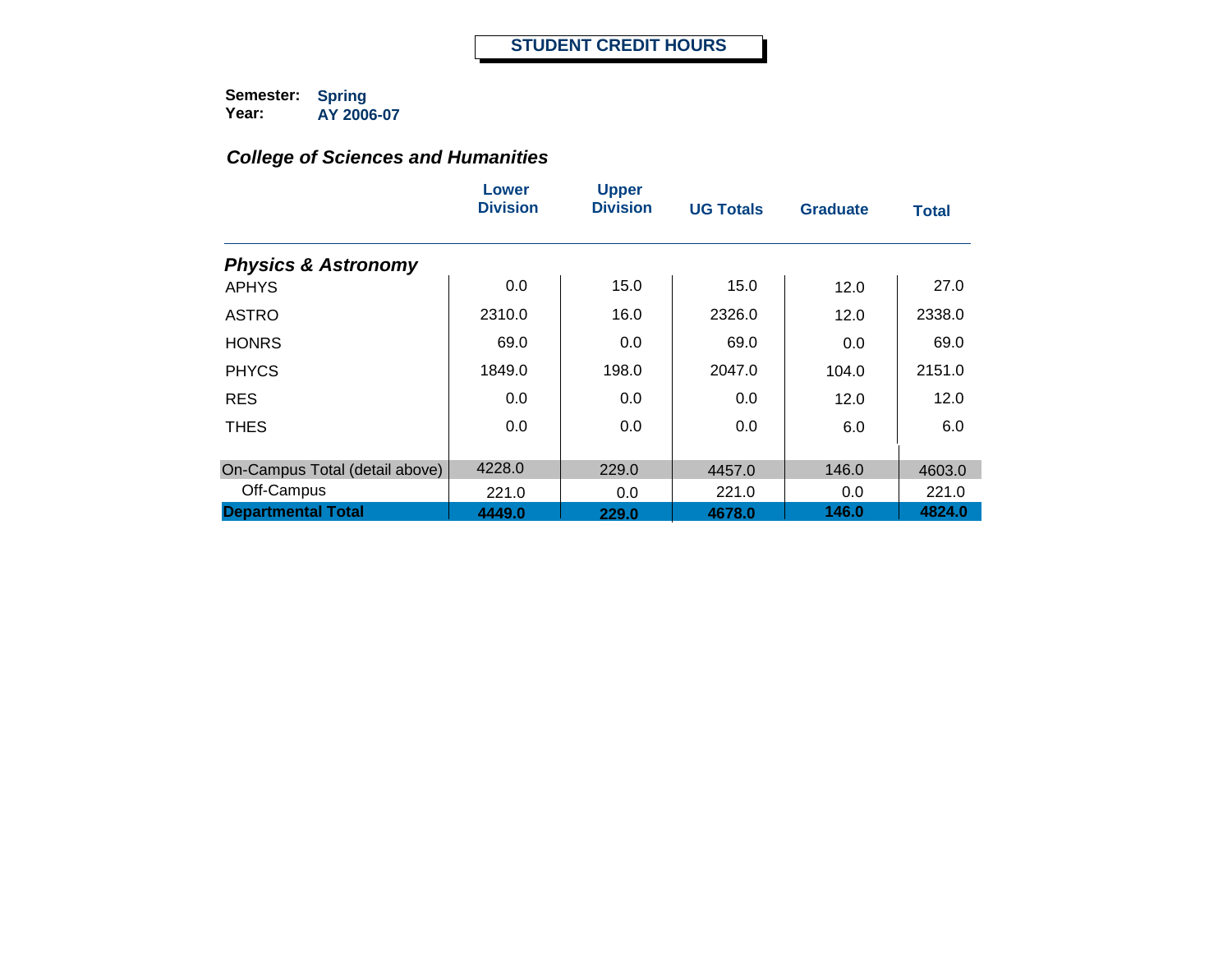# STUDENT CREDIT HOURS

**Semester:** Spring
**Year:** AY 2006-07

### *College of Sciences and Humanities*

| | Lower Division | Upper Division | UG Totals | Graduate | Total |
|---|---|---|---|---|---|
| ***Physics & Astronomy*** | | | | | |
| APHYS | 0.0 | 15.0 | 15.0 | 12.0 | 27.0 |
| ASTRO | 2310.0 | 16.0 | 2326.0 | 12.0 | 2338.0 |
| HONRS | 69.0 | 0.0 | 69.0 | 0.0 | 69.0 |
| PHYCS | 1849.0 | 198.0 | 2047.0 | 104.0 | 2151.0 |
| RES | 0.0 | 0.0 | 0.0 | 12.0 | 12.0 |
| THES | 0.0 | 0.0 | 0.0 | 6.0 | 6.0 |
| On-Campus Total (detail above) | 4228.0 | 229.0 | 4457.0 | 146.0 | 4603.0 |
| Off-Campus | 221.0 | 0.0 | 221.0 | 0.0 | 221.0 |
| **Departmental Total** | **4449.0** | **229.0** | **4678.0** | **146.0** | **4824.0** |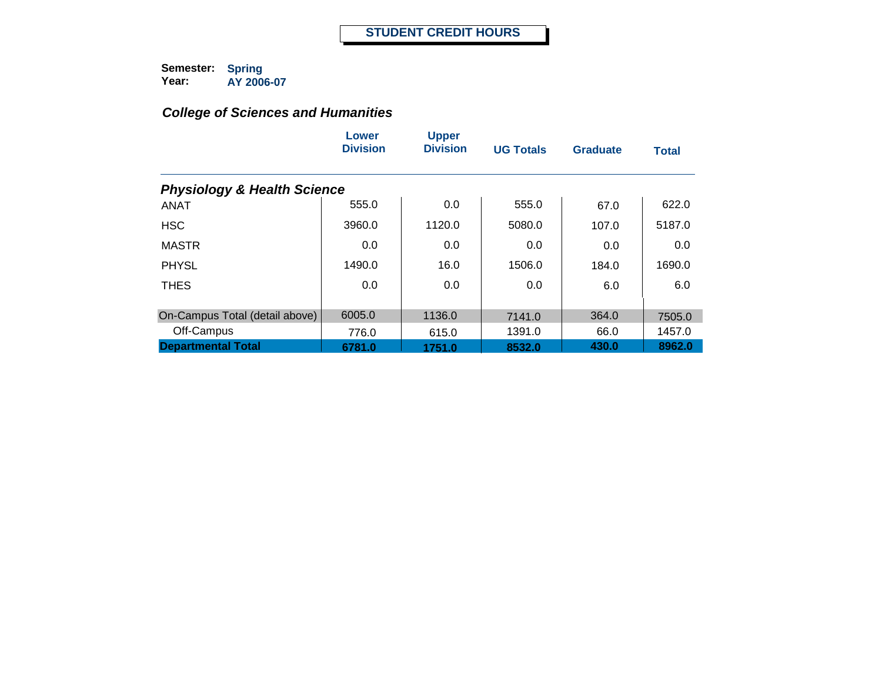# STUDENT CREDIT HOURS

**Semester:** **Spring**
**Year:** **AY 2006-07**

## *College of Sciences and Humanities*

| | Lower Division | Upper Division | UG Totals | Graduate | Total |
|---|---|---|---|---|---|
| ***Physiology & Health Science*** | | | | | |
| ANAT | 555.0 | 0.0 | 555.0 | 67.0 | 622.0 |
| HSC | 3960.0 | 1120.0 | 5080.0 | 107.0 | 5187.0 |
| MASTR | 0.0 | 0.0 | 0.0 | 0.0 | 0.0 |
| PHYSL | 1490.0 | 16.0 | 1506.0 | 184.0 | 1690.0 |
| THES | 0.0 | 0.0 | 0.0 | 6.0 | 6.0 |
| On-Campus Total (detail above) | 6005.0 | 1136.0 | 7141.0 | 364.0 | 7505.0 |
| Off-Campus | 776.0 | 615.0 | 1391.0 | 66.0 | 1457.0 |
| **Departmental Total** | **6781.0** | **1751.0** | **8532.0** | **430.0** | **8962.0** |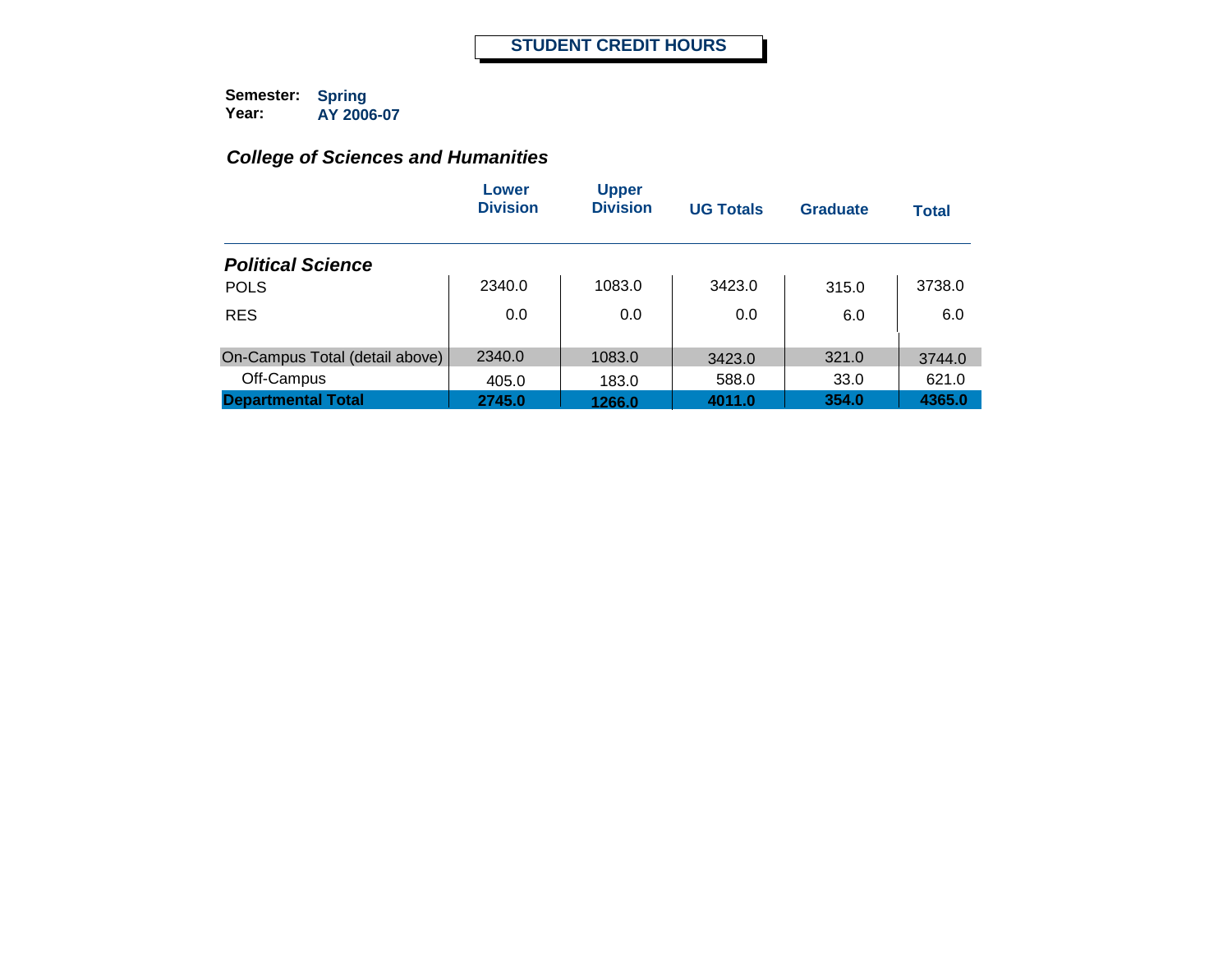## STUDENT CREDIT HOURS

**Semester:** Spring
**Year:** AY 2006-07

### *College of Sciences and Humanities*

| | Lower Division | Upper Division | UG Totals | Graduate | Total |
|---|---|---|---|---|---|
| ***Political Science*** | | | | | |
| POLS | 2340.0 | 1083.0 | 3423.0 | 315.0 | 3738.0 |
| RES | 0.0 | 0.0 | 0.0 | 6.0 | 6.0 |
| On-Campus Total (detail above) | 2340.0 | 1083.0 | 3423.0 | 321.0 | 3744.0 |
| Off-Campus | 405.0 | 183.0 | 588.0 | 33.0 | 621.0 |
| **Departmental Total** | **2745.0** | **1266.0** | **4011.0** | **354.0** | **4365.0** |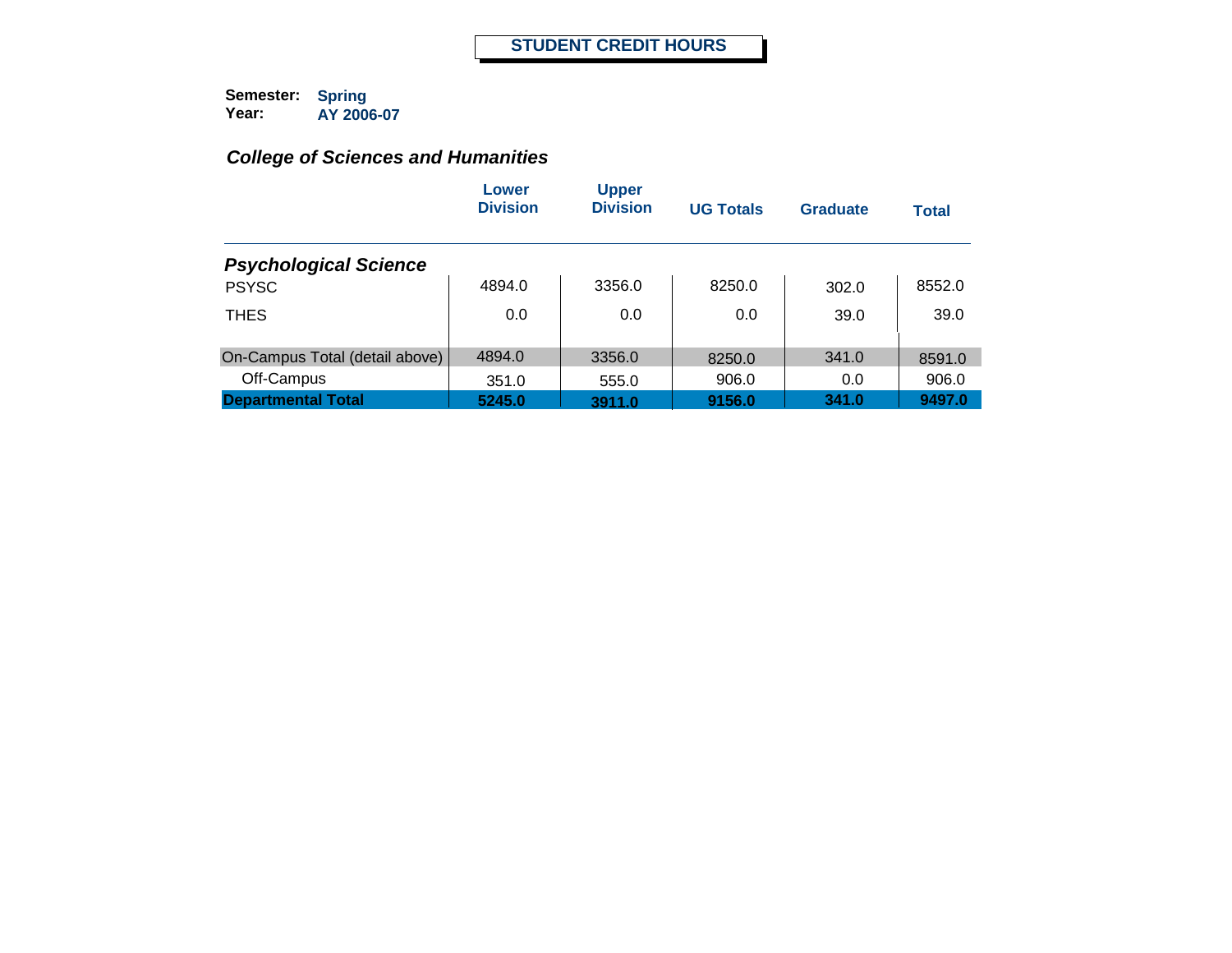# STUDENT CREDIT HOURS

**Semester:** Spring
**Year:** AY 2006-07

### *College of Sciences and Humanities*

| | Lower Division | Upper Division | UG Totals | Graduate | Total |
|---|---|---|---|---|---|
| ***Psychological Science*** | | | | | |
| PSYSC | 4894.0 | 3356.0 | 8250.0 | 302.0 | 8552.0 |
| THES | 0.0 | 0.0 | 0.0 | 39.0 | 39.0 |
| On-Campus Total (detail above) | 4894.0 | 3356.0 | 8250.0 | 341.0 | 8591.0 |
| Off-Campus | 351.0 | 555.0 | 906.0 | 0.0 | 906.0 |
| **Departmental Total** | **5245.0** | **3911.0** | **9156.0** | **341.0** | **9497.0** |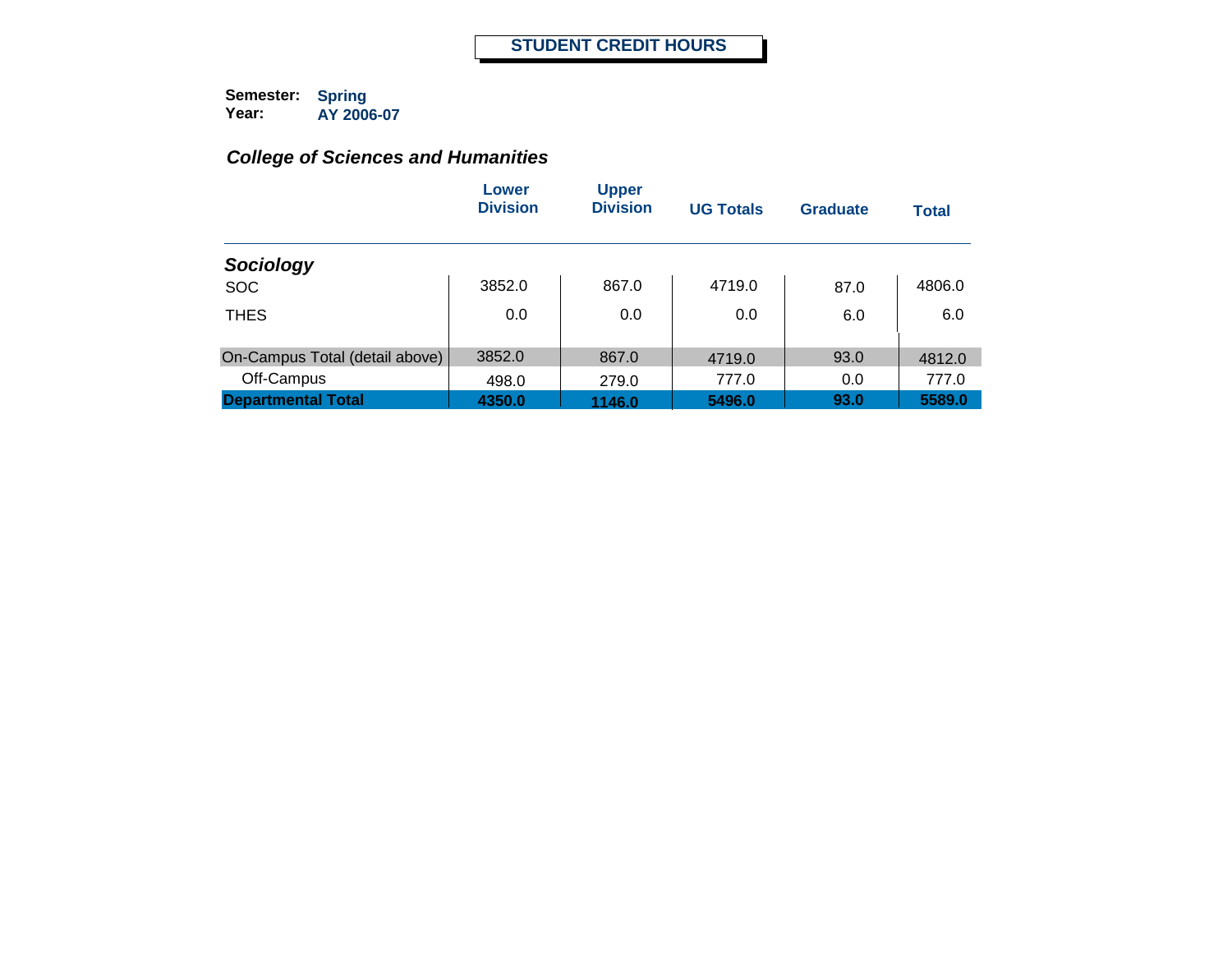# STUDENT CREDIT HOURS

**Semester:** Spring
**Year:** AY 2006-07

## *College of Sciences and Humanities*

| | Lower Division | Upper Division | UG Totals | Graduate | Total |
|---|---|---|---|---|---|
| ***Sociology*** | | | | | |
| SOC | 3852.0 | 867.0 | 4719.0 | 87.0 | 4806.0 |
| THES | 0.0 | 0.0 | 0.0 | 6.0 | 6.0 |
| On-Campus Total (detail above) | 3852.0 | 867.0 | 4719.0 | 93.0 | 4812.0 |
| Off-Campus | 498.0 | 279.0 | 777.0 | 0.0 | 777.0 |
| **Departmental Total** | **4350.0** | **1146.0** | **5496.0** | **93.0** | **5589.0** |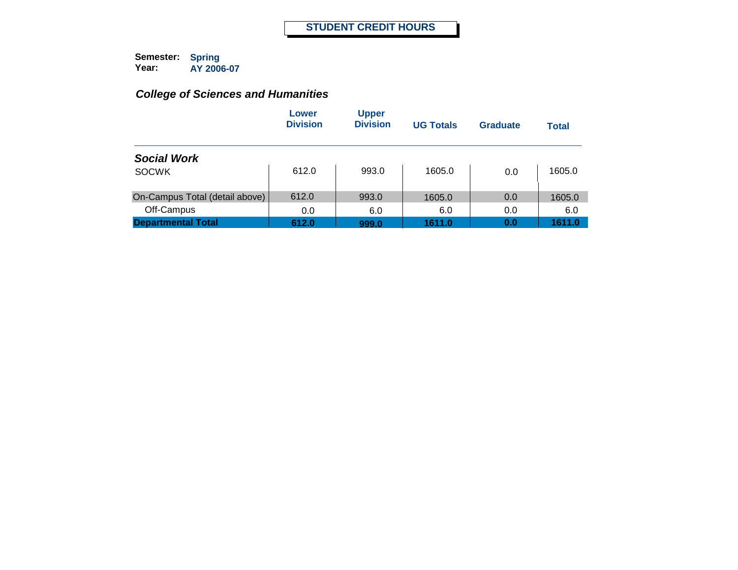# STUDENT CREDIT HOURS

**Semester:** Spring
**Year:** AY 2006-07

## *College of Sciences and Humanities*

| | Lower Division | Upper Division | UG Totals | Graduate | Total |
|---|---|---|---|---|---|
| ***Social Work*** | | | | | |
| SOCWK | 612.0 | 993.0 | 1605.0 | 0.0 | 1605.0 |
| On-Campus Total (detail above) | 612.0 | 993.0 | 1605.0 | 0.0 | 1605.0 |
| Off-Campus | 0.0 | 6.0 | 6.0 | 0.0 | 6.0 |
| **Departmental Total** | **612.0** | **999.0** | **1611.0** | **0.0** | **1611.0** |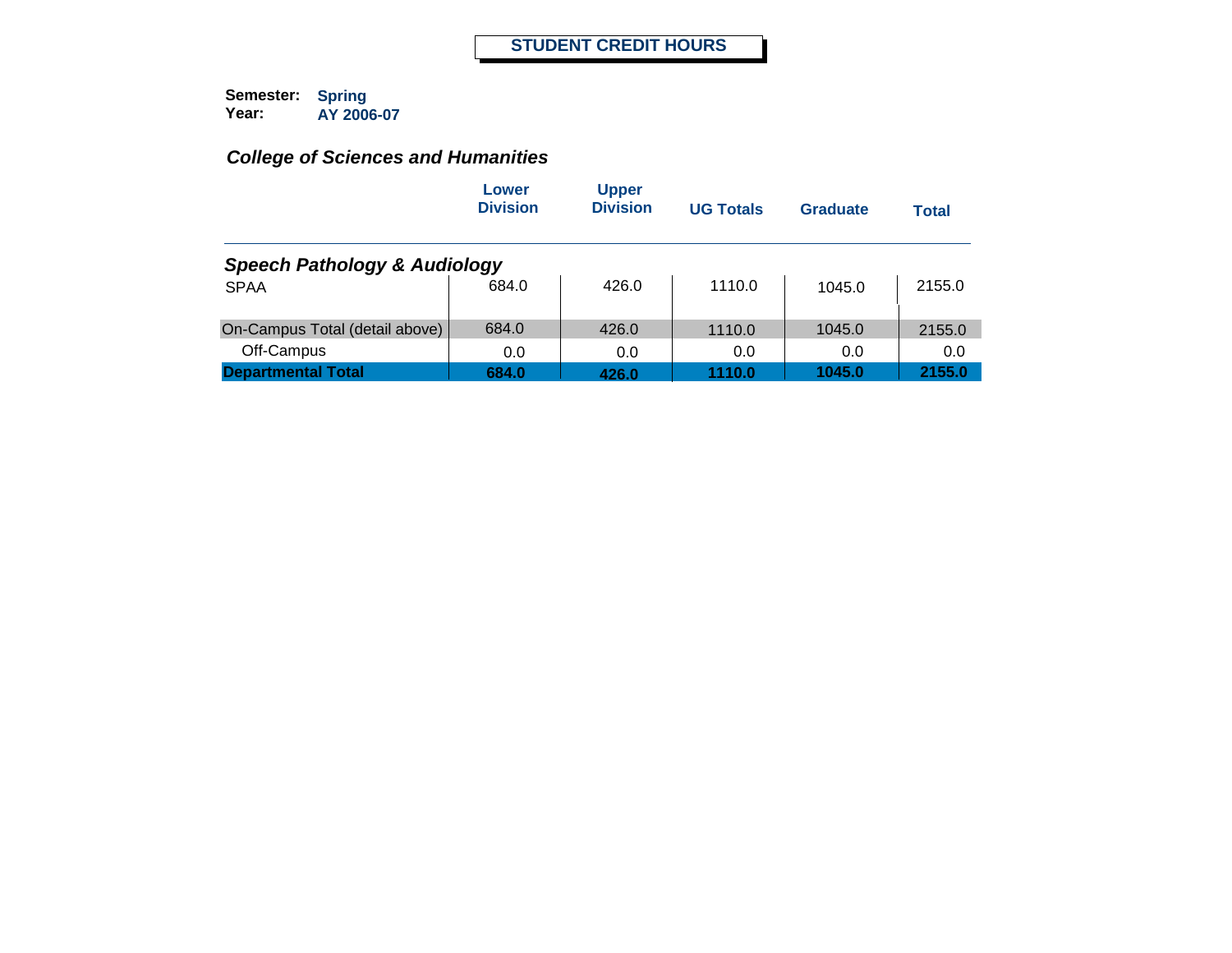# STUDENT CREDIT HOURS

**Semester:** Spring
**Year:** AY 2006-07

## *College of Sciences and Humanities*

| | Lower Division | Upper Division | UG Totals | Graduate | Total |
|---|---|---|---|---|---|
| ***Speech Pathology & Audiology*** | | | | | |
| SPAA | 684.0 | 426.0 | 1110.0 | 1045.0 | 2155.0 |
| On-Campus Total (detail above) | 684.0 | 426.0 | 1110.0 | 1045.0 | 2155.0 |
| Off-Campus | 0.0 | 0.0 | 0.0 | 0.0 | 0.0 |
| **Departmental Total** | **684.0** | **426.0** | **1110.0** | **1045.0** | **2155.0** |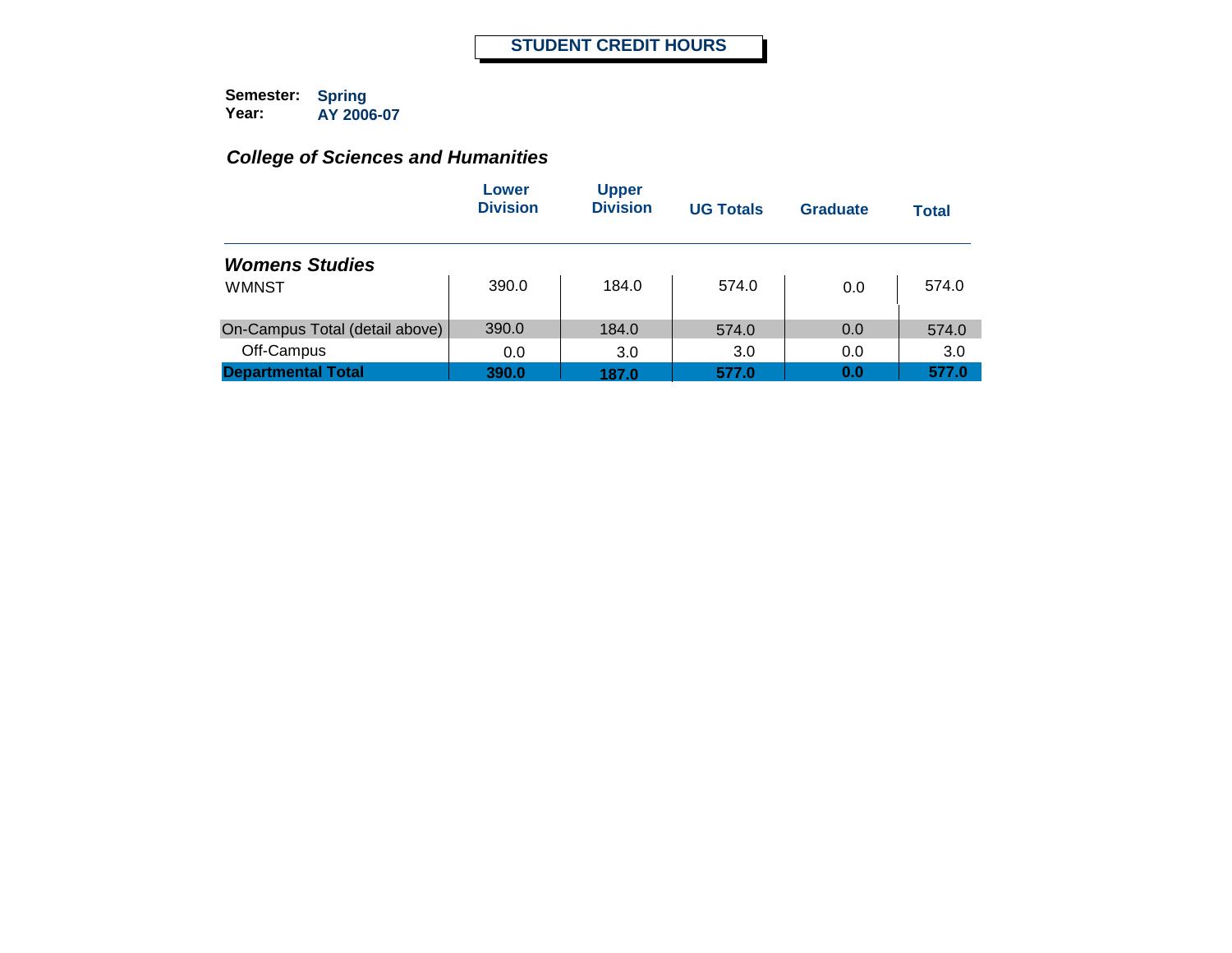# STUDENT CREDIT HOURS

**Semester:** **Spring**
**Year:** **AY 2006-07**

### *College of Sciences and Humanities*

| | Lower Division | Upper Division | UG Totals | Graduate | Total |
|---|---|---|---|---|---|
| ***Womens Studies*** | | | | | |
| WMNST | 390.0 | 184.0 | 574.0 | 0.0 | 574.0 |
| On-Campus Total (detail above) | 390.0 | 184.0 | 574.0 | 0.0 | 574.0 |
| Off-Campus | 0.0 | 3.0 | 3.0 | 0.0 | 3.0 |
| **Departmental Total** | **390.0** | **187.0** | **577.0** | **0.0** | **577.0** |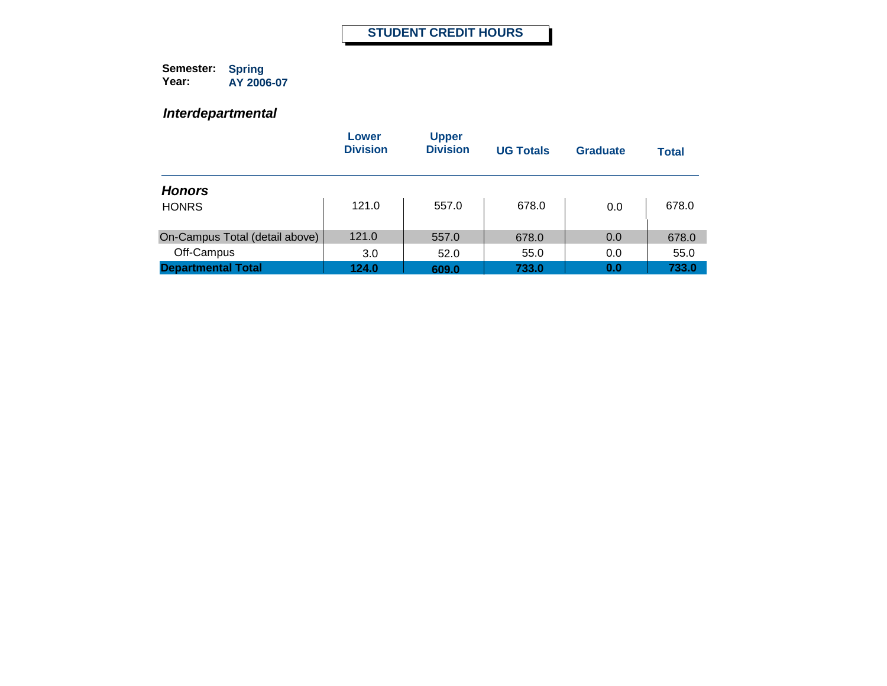# STUDENT CREDIT HOURS

**Semester:** Spring
**Year:** AY 2006-07

### *Interdepartmental*

| | Lower Division | Upper Division | UG Totals | Graduate | Total |
|---|---|---|---|---|---|
| ***Honors*** | | | | | |
| HONRS | 121.0 | 557.0 | 678.0 | 0.0 | 678.0 |
| On-Campus Total (detail above) | 121.0 | 557.0 | 678.0 | 0.0 | 678.0 |
| Off-Campus | 3.0 | 52.0 | 55.0 | 0.0 | 55.0 |
| **Departmental Total** | **124.0** | **609.0** | **733.0** | **0.0** | **733.0** |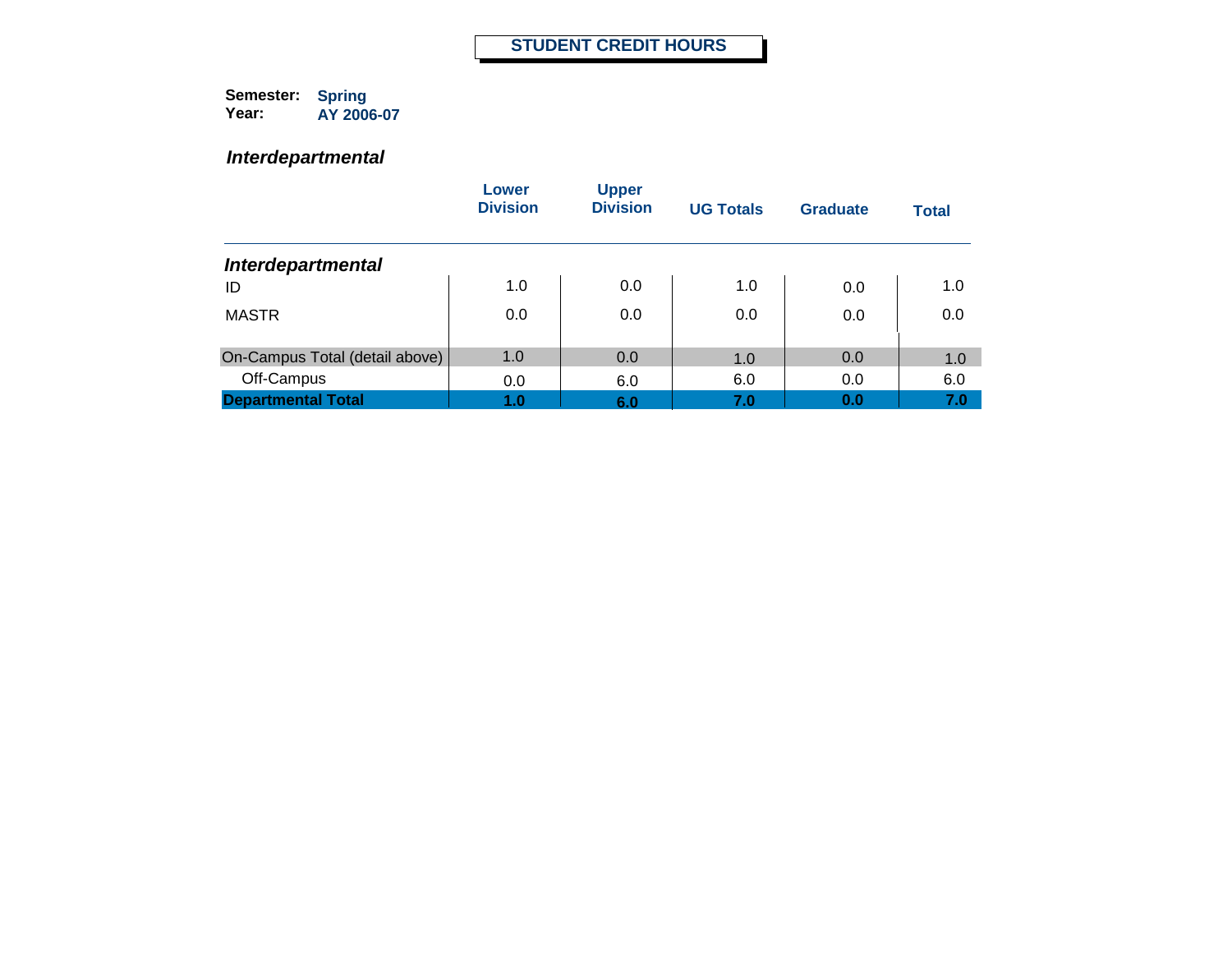# STUDENT CREDIT HOURS

**Semester:** Spring
**Year:** AY 2006-07

## *Interdepartmental*

| | Lower Division | Upper Division | UG Totals | Graduate | Total |
|---|---|---|---|---|---|
| ***Interdepartmental*** | | | | | |
| ID | 1.0 | 0.0 | 1.0 | 0.0 | 1.0 |
| MASTR | 0.0 | 0.0 | 0.0 | 0.0 | 0.0 |
| On-Campus Total (detail above) | 1.0 | 0.0 | 1.0 | 0.0 | 1.0 |
| Off-Campus | 0.0 | 6.0 | 6.0 | 0.0 | 6.0 |
| **Departmental Total** | **1.0** | **6.0** | **7.0** | **0.0** | **7.0** |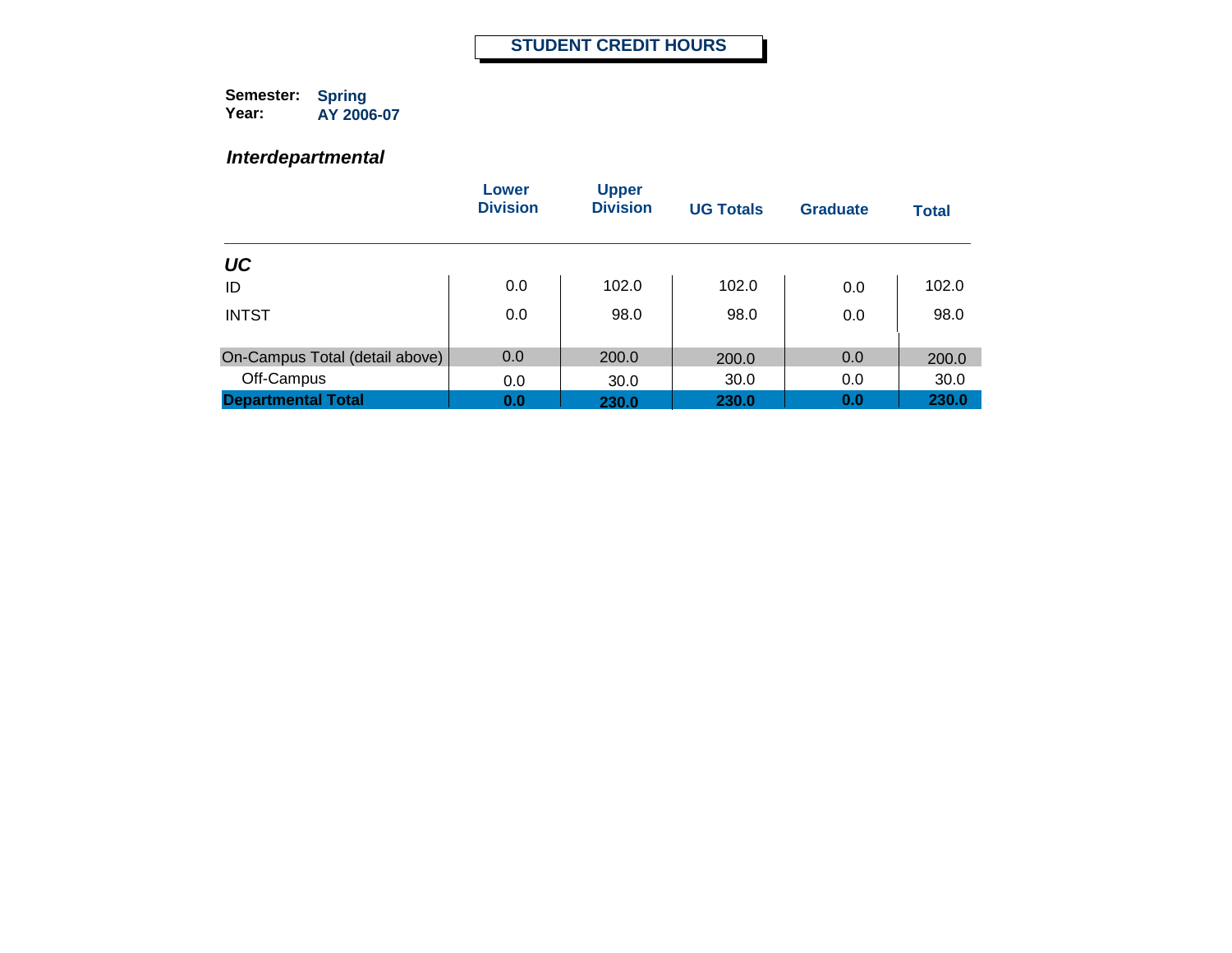# STUDENT CREDIT HOURS

**Semester:** Spring
**Year:** AY 2006-07

## *Interdepartmental*

| | Lower Division | Upper Division | UG Totals | Graduate | Total |
|---|---|---|---|---|---|
| ***UC*** | | | | | |
| ID | 0.0 | 102.0 | 102.0 | 0.0 | 102.0 |
| INTST | 0.0 | 98.0 | 98.0 | 0.0 | 98.0 |
| On-Campus Total (detail above) | 0.0 | 200.0 | 200.0 | 0.0 | 200.0 |
| Off-Campus | 0.0 | 30.0 | 30.0 | 0.0 | 30.0 |
| **Departmental Total** | **0.0** | **230.0** | **230.0** | **0.0** | **230.0** |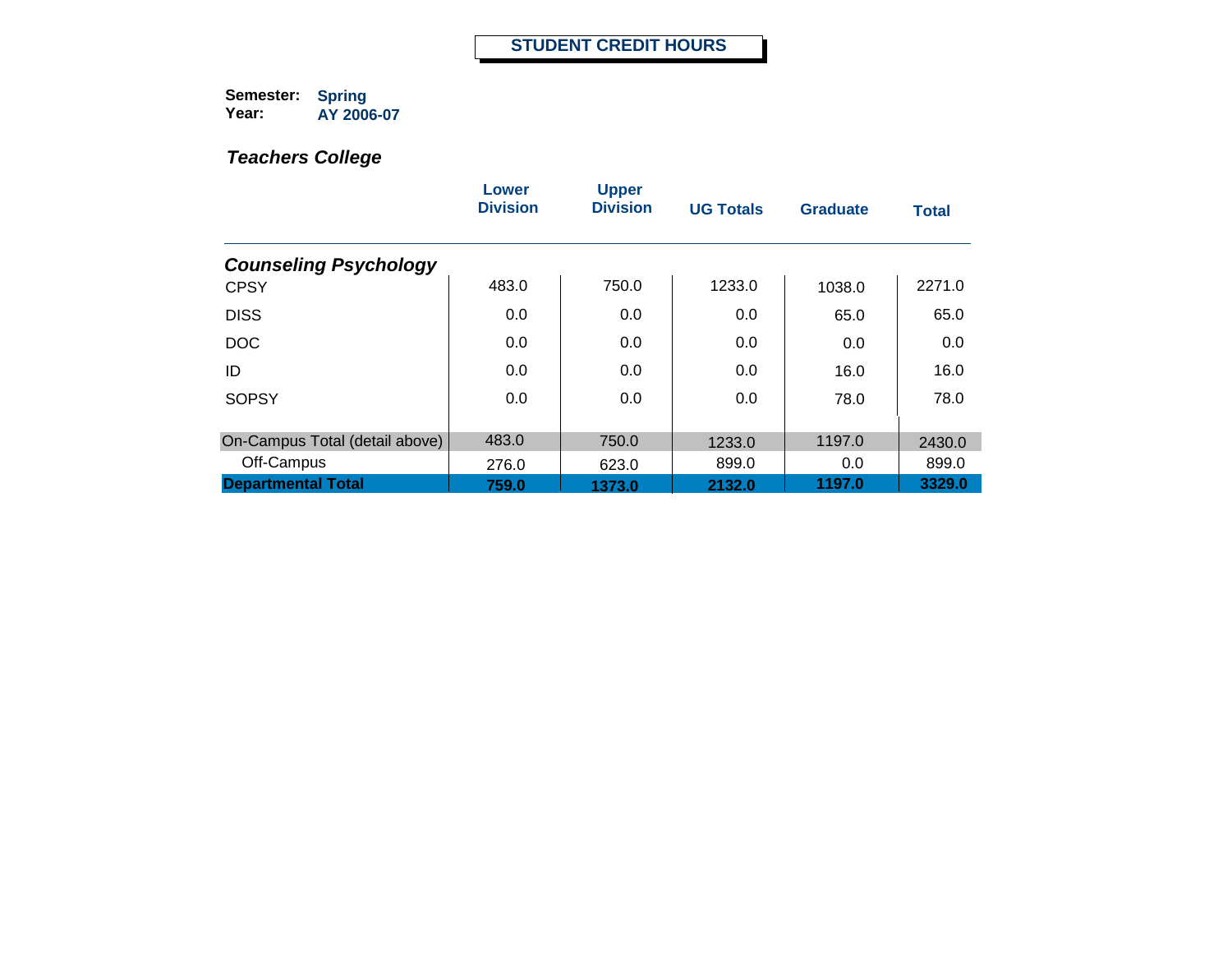# STUDENT CREDIT HOURS

**Semester:** Spring
**Year:** AY 2006-07

### *Teachers College*

| | Lower Division | Upper Division | UG Totals | Graduate | Total |
|---|---|---|---|---|---|
| ***Counseling Psychology*** | | | | | |
| CPSY | 483.0 | 750.0 | 1233.0 | 1038.0 | 2271.0 |
| DISS | 0.0 | 0.0 | 0.0 | 65.0 | 65.0 |
| DOC | 0.0 | 0.0 | 0.0 | 0.0 | 0.0 |
| ID | 0.0 | 0.0 | 0.0 | 16.0 | 16.0 |
| SOPSY | 0.0 | 0.0 | 0.0 | 78.0 | 78.0 |
| On-Campus Total (detail above) | 483.0 | 750.0 | 1233.0 | 1197.0 | 2430.0 |
| Off-Campus | 276.0 | 623.0 | 899.0 | 0.0 | 899.0 |
| **Departmental Total** | **759.0** | **1373.0** | **2132.0** | **1197.0** | **3329.0** |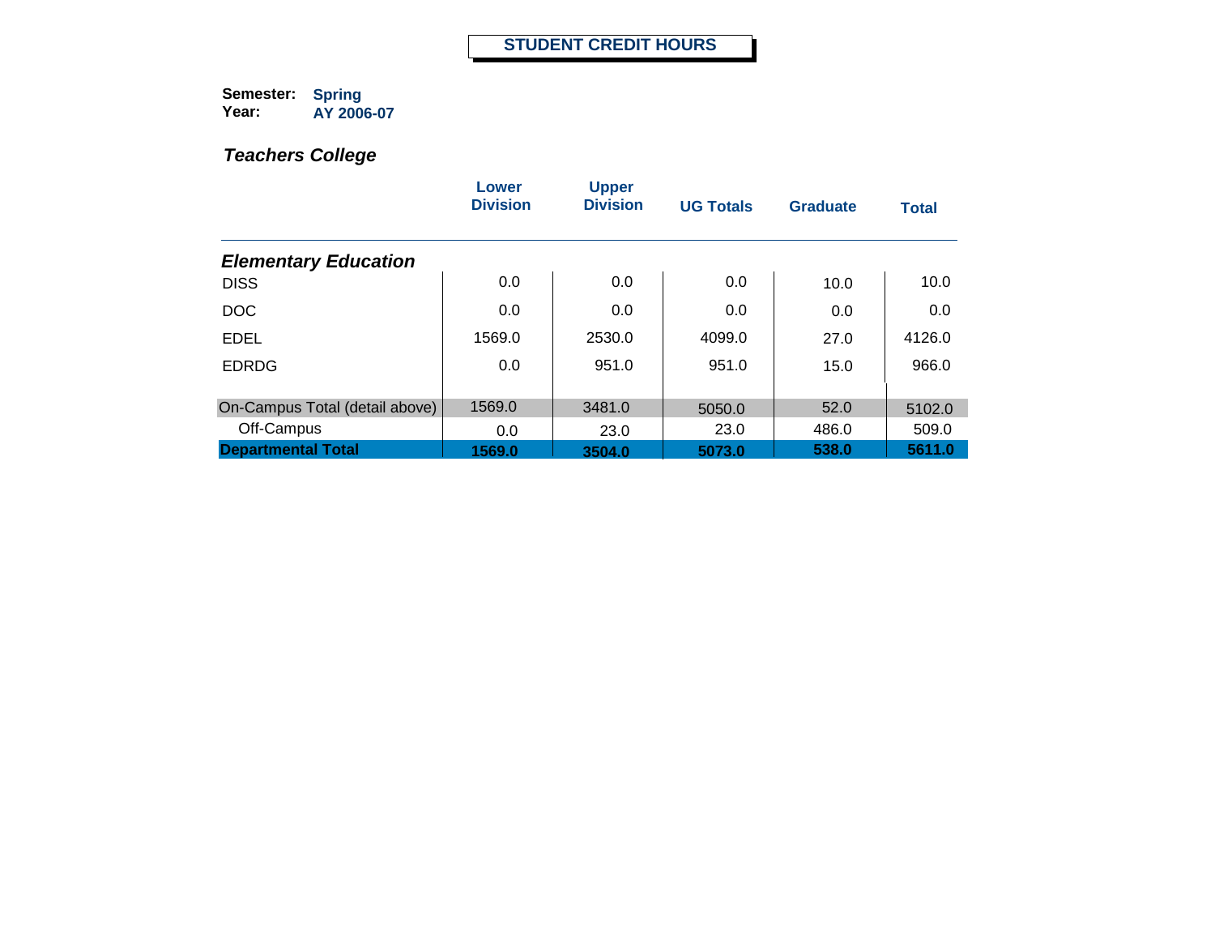# STUDENT CREDIT HOURS

**Semester:** Spring
**Year:** AY 2006-07

## *Teachers College*

| | Lower Division | Upper Division | UG Totals | Graduate | Total |
|---|---|---|---|---|---|
| ***Elementary Education*** | | | | | |
| DISS | 0.0 | 0.0 | 0.0 | 10.0 | 10.0 |
| DOC | 0.0 | 0.0 | 0.0 | 0.0 | 0.0 |
| EDEL | 1569.0 | 2530.0 | 4099.0 | 27.0 | 4126.0 |
| EDRDG | 0.0 | 951.0 | 951.0 | 15.0 | 966.0 |
| On-Campus Total (detail above) | 1569.0 | 3481.0 | 5050.0 | 52.0 | 5102.0 |
| Off-Campus | 0.0 | 23.0 | 23.0 | 486.0 | 509.0 |
| **Departmental Total** | **1569.0** | **3504.0** | **5073.0** | **538.0** | **5611.0** |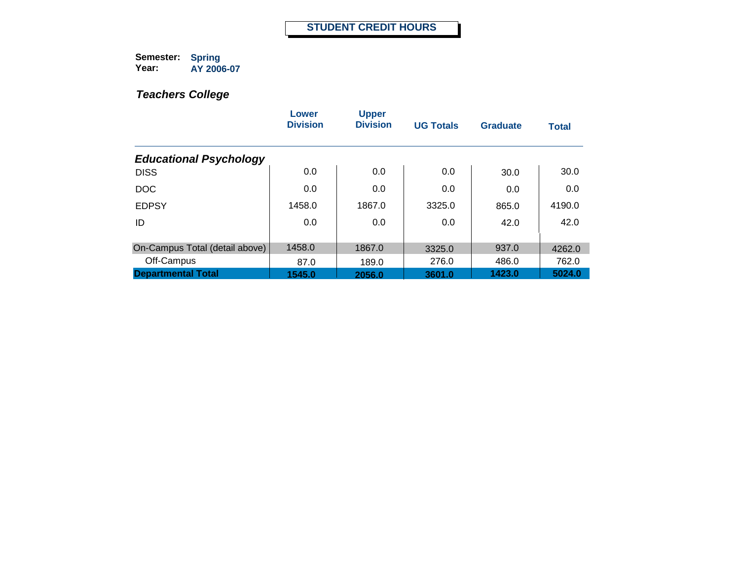# STUDENT CREDIT HOURS

**Semester:** Spring
**Year:** AY 2006-07

## *Teachers College*

| | Lower Division | Upper Division | UG Totals | Graduate | Total |
|---|---|---|---|---|---|
| ***Educational Psychology*** | | | | | |
| DISS | 0.0 | 0.0 | 0.0 | 30.0 | 30.0 |
| DOC | 0.0 | 0.0 | 0.0 | 0.0 | 0.0 |
| EDPSY | 1458.0 | 1867.0 | 3325.0 | 865.0 | 4190.0 |
| ID | 0.0 | 0.0 | 0.0 | 42.0 | 42.0 |
| On-Campus Total (detail above) | 1458.0 | 1867.0 | 3325.0 | 937.0 | 4262.0 |
| Off-Campus | 87.0 | 189.0 | 276.0 | 486.0 | 762.0 |
| **Departmental Total** | **1545.0** | **2056.0** | **3601.0** | **1423.0** | **5024.0** |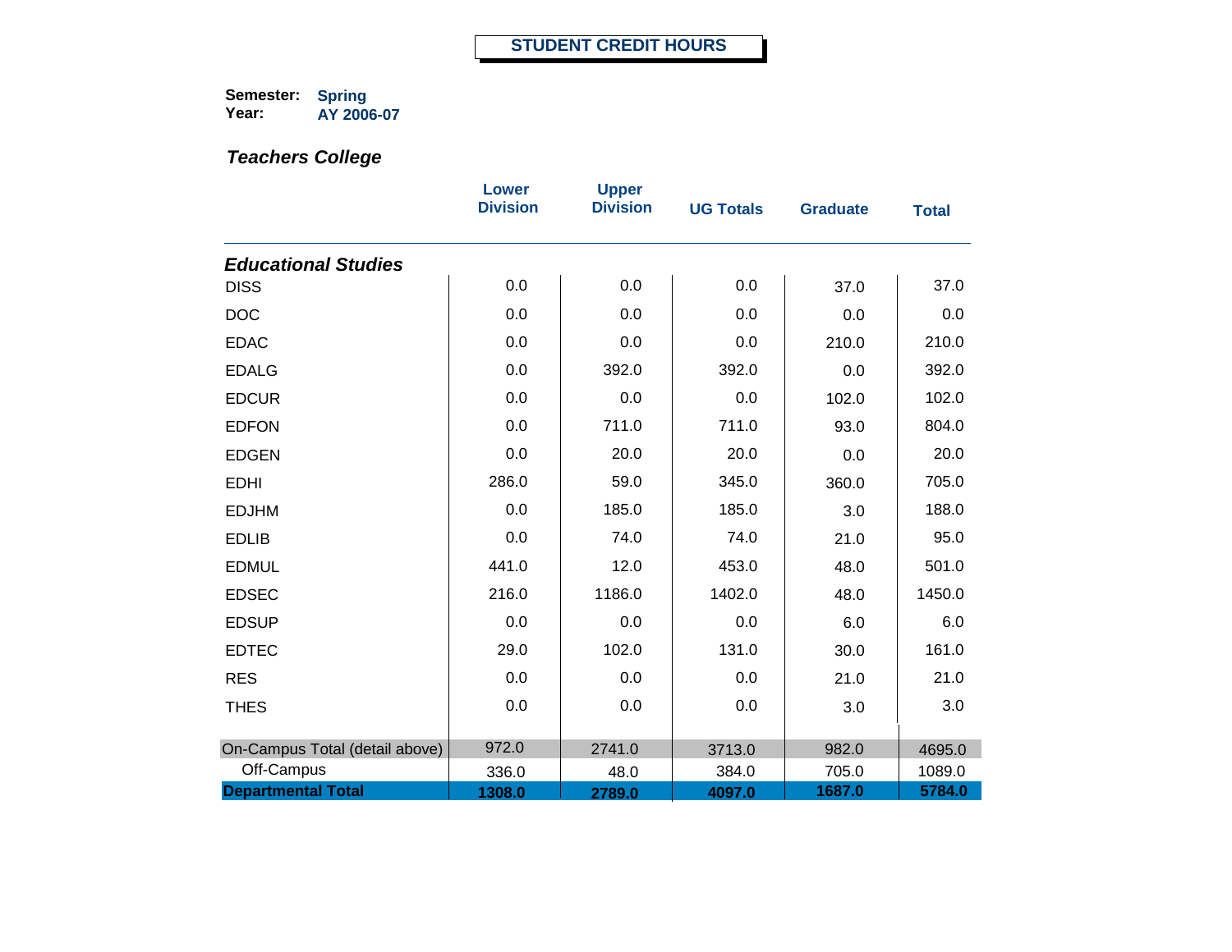# STUDENT CREDIT HOURS

**Semester:** Spring
**Year:** AY 2006-07

### *Teachers College*

| | Lower Division | Upper Division | UG Totals | Graduate | Total |
|---|---|---|---|---|---|
| ***Educational Studies*** | | | | | |
| DISS | 0.0 | 0.0 | 0.0 | 37.0 | 37.0 |
| DOC | 0.0 | 0.0 | 0.0 | 0.0 | 0.0 |
| EDAC | 0.0 | 0.0 | 0.0 | 210.0 | 210.0 |
| EDALG | 0.0 | 392.0 | 392.0 | 0.0 | 392.0 |
| EDCUR | 0.0 | 0.0 | 0.0 | 102.0 | 102.0 |
| EDFON | 0.0 | 711.0 | 711.0 | 93.0 | 804.0 |
| EDGEN | 0.0 | 20.0 | 20.0 | 0.0 | 20.0 |
| EDHI | 286.0 | 59.0 | 345.0 | 360.0 | 705.0 |
| EDJHM | 0.0 | 185.0 | 185.0 | 3.0 | 188.0 |
| EDLIB | 0.0 | 74.0 | 74.0 | 21.0 | 95.0 |
| EDMUL | 441.0 | 12.0 | 453.0 | 48.0 | 501.0 |
| EDSEC | 216.0 | 1186.0 | 1402.0 | 48.0 | 1450.0 |
| EDSUP | 0.0 | 0.0 | 0.0 | 6.0 | 6.0 |
| EDTEC | 29.0 | 102.0 | 131.0 | 30.0 | 161.0 |
| RES | 0.0 | 0.0 | 0.0 | 21.0 | 21.0 |
| THES | 0.0 | 0.0 | 0.0 | 3.0 | 3.0 |
| On-Campus Total (detail above) | 972.0 | 2741.0 | 3713.0 | 982.0 | 4695.0 |
| Off-Campus | 336.0 | 48.0 | 384.0 | 705.0 | 1089.0 |
| **Departmental Total** | **1308.0** | **2789.0** | **4097.0** | **1687.0** | **5784.0** |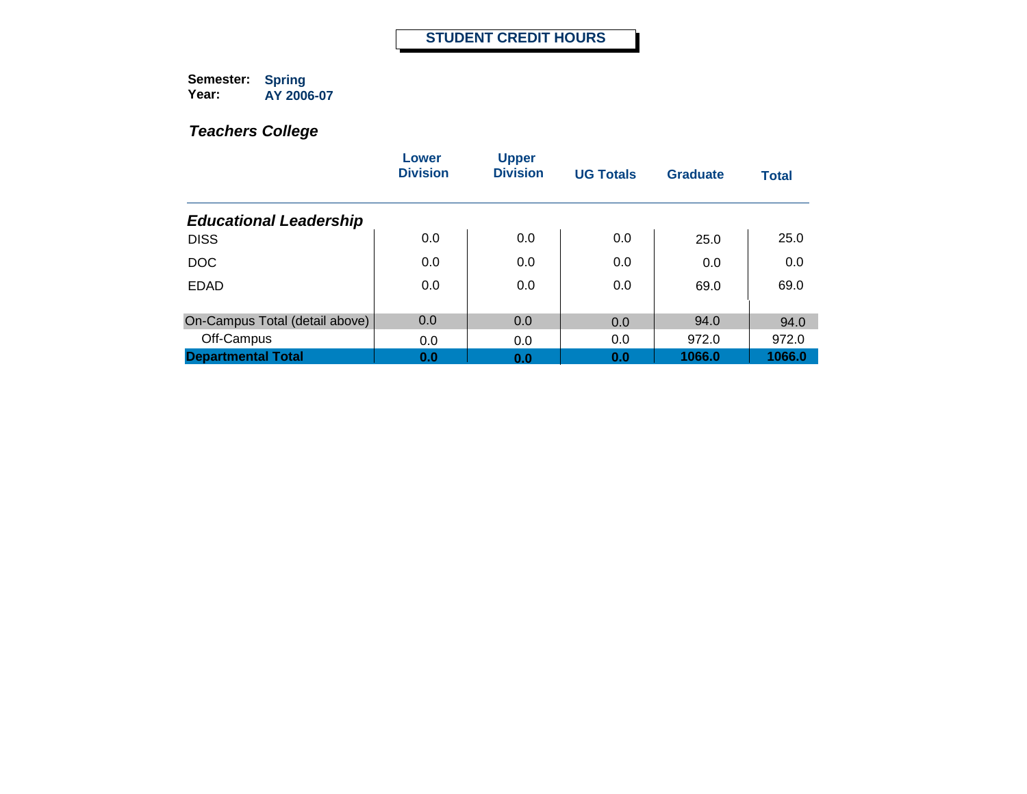# STUDENT CREDIT HOURS

**Semester:** **Spring**
**Year:** **AY 2006-07**

## *Teachers College*

| | Lower Division | Upper Division | UG Totals | Graduate | Total |
|---|---|---|---|---|---|
| ***Educational Leadership*** | | | | | |
| DISS | 0.0 | 0.0 | 0.0 | 25.0 | 25.0 |
| DOC | 0.0 | 0.0 | 0.0 | 0.0 | 0.0 |
| EDAD | 0.0 | 0.0 | 0.0 | 69.0 | 69.0 |
| On-Campus Total (detail above) | 0.0 | 0.0 | 0.0 | 94.0 | 94.0 |
| Off-Campus | 0.0 | 0.0 | 0.0 | 972.0 | 972.0 |
| **Departmental Total** | **0.0** | **0.0** | **0.0** | **1066.0** | **1066.0** |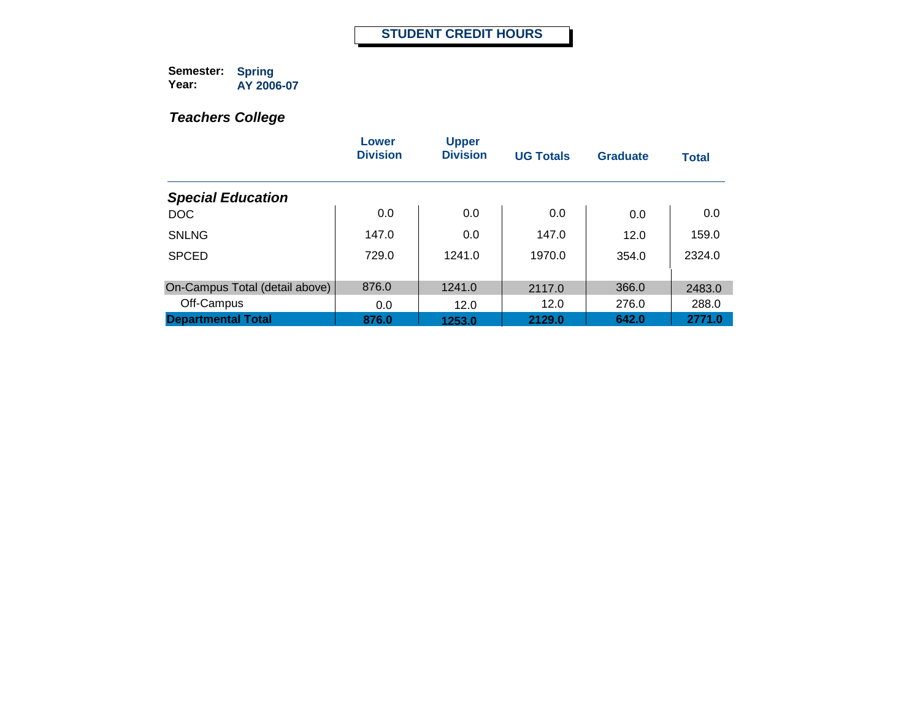# STUDENT CREDIT HOURS

**Semester:** **Spring**
**Year:** **AY 2006-07**

***Teachers College***

| | Lower Division | Upper Division | UG Totals | Graduate | Total |
|---|---|---|---|---|---|
| ***Special Education*** | | | | | |
| DOC | 0.0 | 0.0 | 0.0 | 0.0 | 0.0 |
| SNLNG | 147.0 | 0.0 | 147.0 | 12.0 | 159.0 |
| SPCED | 729.0 | 1241.0 | 1970.0 | 354.0 | 2324.0 |
| On-Campus Total (detail above) | 876.0 | 1241.0 | 2117.0 | 366.0 | 2483.0 |
| Off-Campus | 0.0 | 12.0 | 12.0 | 276.0 | 288.0 |
| **Departmental Total** | **876.0** | **1253.0** | **2129.0** | **642.0** | **2771.0** |